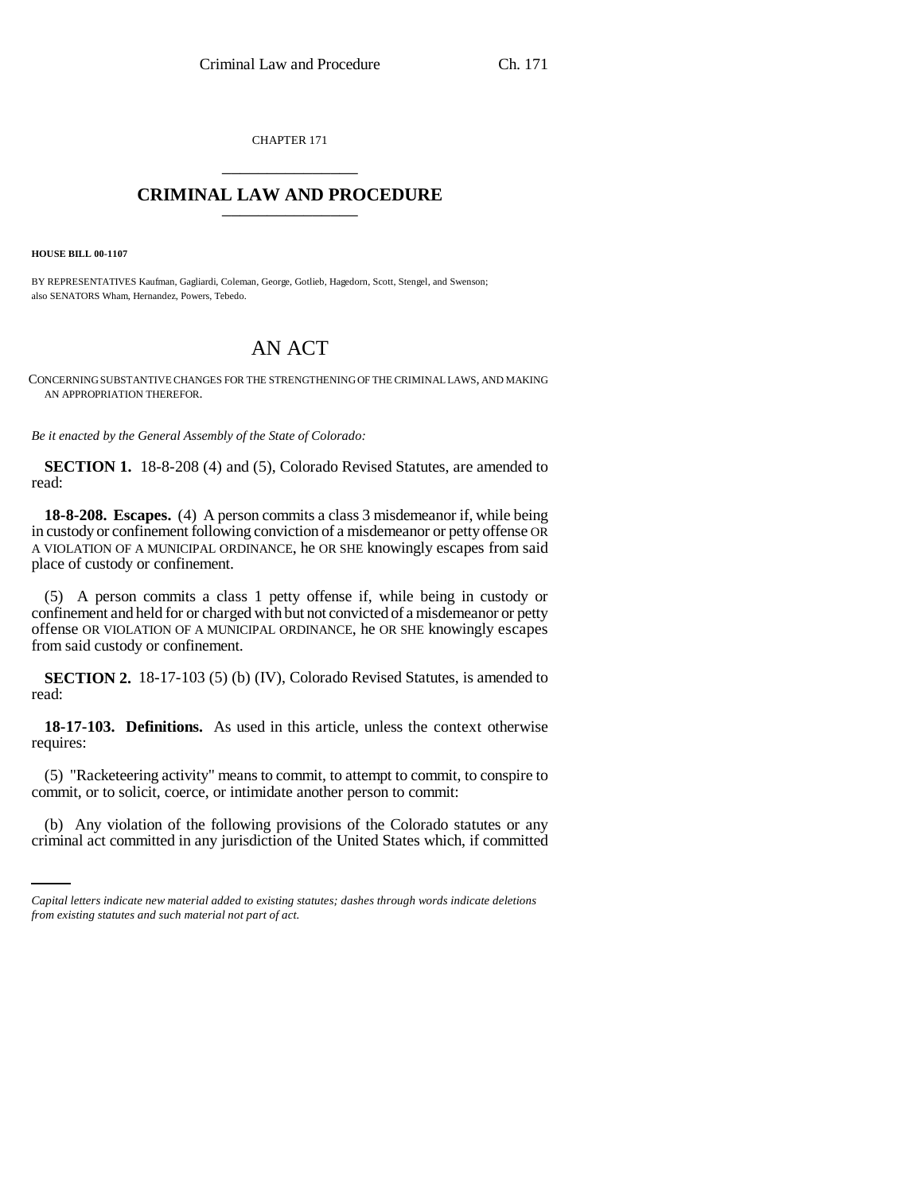CHAPTER 171

# CRIMINAL LAW AND PROCEDURE

**HOUSE BILL 00-1107**

BY REPRESENTATIVES Kaufman, Gagliardi, Coleman, George, Gotlieb, Hagedorn, Scott, Stengel, and Swenson; also SENATORS Wham, Hernandez, Powers, Tebedo.

## AN ACT

CONCERNING SUBSTANTIVE CHANGES FOR THE STRENGTHENING OF THE CRIMINAL LAWS, AND MAKING AN APPROPRIATION THEREFOR.

*Be it enacted by the General Assembly of the State of Colorado:*

**SECTION 1.** 18-8-208 (4) and (5), Colorado Revised Statutes, are amended to read:

**18-8-208. Escapes.** (4) A person commits a class 3 misdemeanor if, while being in custody or confinement following conviction of a misdemeanor or petty offense OR A VIOLATION OF A MUNICIPAL ORDINANCE, he OR SHE knowingly escapes from said place of custody or confinement.

(5) A person commits a class 1 petty offense if, while being in custody or confinement and held for or charged with but not convicted of a misdemeanor or petty offense OR VIOLATION OF A MUNICIPAL ORDINANCE, he OR SHE knowingly escapes from said custody or confinement.

**SECTION 2.** 18-17-103 (5) (b) (IV), Colorado Revised Statutes, is amended to read:

**18-17-103. Definitions.** As used in this article, unless the context otherwise requires:

(5) "Racketeering activity" means to commit, to attempt to commit, to conspire to commit, or to solicit, coerce, or intimidate another person to commit:

(b) Any violation of the following provisions of the Colorado statutes or any criminal act committed in any jurisdiction of the United States which, if committed

*Capital letters indicate new material added to existing statutes; dashes through words indicate deletions from existing statutes and such material not part of act.*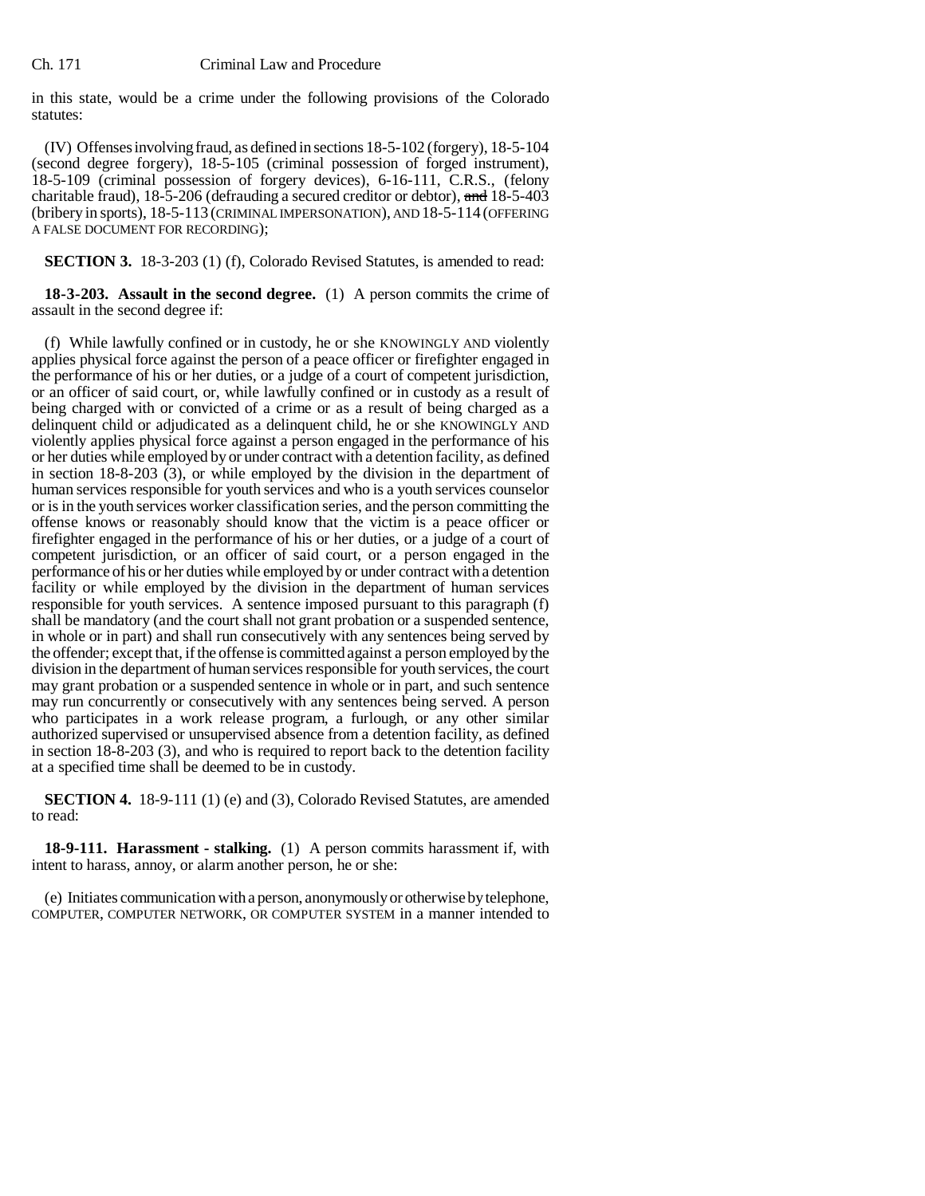in this state, would be a crime under the following provisions of the Colorado statutes:

(IV) Offenses involving fraud, as defined in sections 18-5-102 (forgery), 18-5-104 (second degree forgery), 18-5-105 (criminal possession of forged instrument), 18-5-109 (criminal possession of forgery devices), 6-16-111, C.R.S., (felony charitable fraud), 18-5-206 (defrauding a secured creditor or debtor), ~~and~~ 18-5-403 (bribery in sports), 18-5-113 (CRIMINAL IMPERSONATION), AND 18-5-114 (OFFERING A FALSE DOCUMENT FOR RECORDING);

**SECTION 3.** 18-3-203 (1) (f), Colorado Revised Statutes, is amended to read:

**18-3-203. Assault in the second degree.** (1) A person commits the crime of assault in the second degree if:

(f) While lawfully confined or in custody, he or she KNOWINGLY AND violently applies physical force against the person of a peace officer or firefighter engaged in the performance of his or her duties, or a judge of a court of competent jurisdiction, or an officer of said court, or, while lawfully confined or in custody as a result of being charged with or convicted of a crime or as a result of being charged as a delinquent child or adjudicated as a delinquent child, he or she KNOWINGLY AND violently applies physical force against a person engaged in the performance of his or her duties while employed by or under contract with a detention facility, as defined in section 18-8-203 (3), or while employed by the division in the department of human services responsible for youth services and who is a youth services counselor or is in the youth services worker classification series, and the person committing the offense knows or reasonably should know that the victim is a peace officer or firefighter engaged in the performance of his or her duties, or a judge of a court of competent jurisdiction, or an officer of said court, or a person engaged in the performance of his or her duties while employed by or under contract with a detention facility or while employed by the division in the department of human services responsible for youth services. A sentence imposed pursuant to this paragraph (f) shall be mandatory (and the court shall not grant probation or a suspended sentence, in whole or in part) and shall run consecutively with any sentences being served by the offender; except that, if the offense is committed against a person employed by the division in the department of human services responsible for youth services, the court may grant probation or a suspended sentence in whole or in part, and such sentence may run concurrently or consecutively with any sentences being served. A person who participates in a work release program, a furlough, or any other similar authorized supervised or unsupervised absence from a detention facility, as defined in section 18-8-203 (3), and who is required to report back to the detention facility at a specified time shall be deemed to be in custody.

**SECTION 4.** 18-9-111 (1) (e) and (3), Colorado Revised Statutes, are amended to read:

**18-9-111. Harassment - stalking.** (1) A person commits harassment if, with intent to harass, annoy, or alarm another person, he or she:

(e) Initiates communication with a person, anonymously or otherwise by telephone, COMPUTER, COMPUTER NETWORK, OR COMPUTER SYSTEM in a manner intended to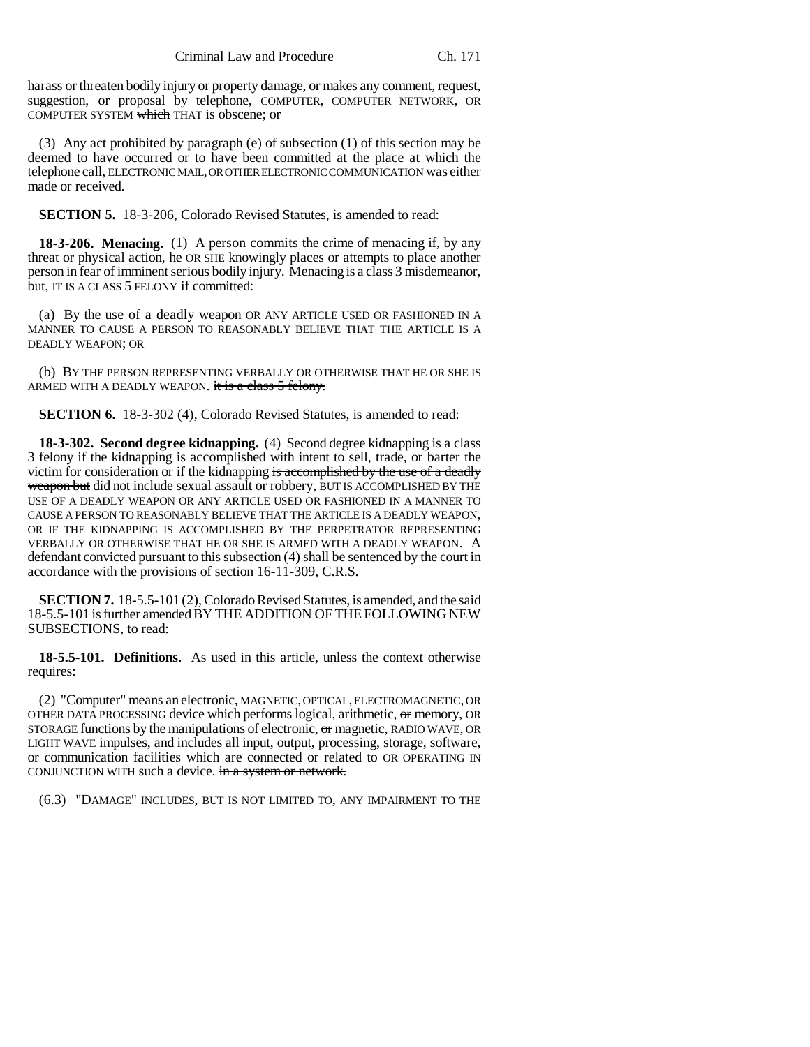harass or threaten bodily injury or property damage, or makes any comment, request, suggestion, or proposal by telephone, COMPUTER, COMPUTER NETWORK, OR COMPUTER SYSTEM ~~which~~ THAT is obscene; or

(3) Any act prohibited by paragraph (e) of subsection (1) of this section may be deemed to have occurred or to have been committed at the place at which the telephone call, ELECTRONIC MAIL, OR OTHER ELECTRONIC COMMUNICATION was either made or received.

**SECTION 5.** 18-3-206, Colorado Revised Statutes, is amended to read:

**18-3-206. Menacing.** (1) A person commits the crime of menacing if, by any threat or physical action, he OR SHE knowingly places or attempts to place another person in fear of imminent serious bodily injury. Menacing is a class 3 misdemeanor, but, IT IS A CLASS 5 FELONY if committed:

(a) By the use of a deadly weapon OR ANY ARTICLE USED OR FASHIONED IN A MANNER TO CAUSE A PERSON TO REASONABLY BELIEVE THAT THE ARTICLE IS A DEADLY WEAPON; OR

(b) BY THE PERSON REPRESENTING VERBALLY OR OTHERWISE THAT HE OR SHE IS ARMED WITH A DEADLY WEAPON. ~~it is a class 5 felony.~~

**SECTION 6.** 18-3-302 (4), Colorado Revised Statutes, is amended to read:

**18-3-302. Second degree kidnapping.** (4) Second degree kidnapping is a class 3 felony if the kidnapping is accomplished with intent to sell, trade, or barter the victim for consideration or if the kidnapping ~~is accomplished by the use of a deadly weapon but~~ did not include sexual assault or robbery, BUT IS ACCOMPLISHED BY THE USE OF A DEADLY WEAPON OR ANY ARTICLE USED OR FASHIONED IN A MANNER TO CAUSE A PERSON TO REASONABLY BELIEVE THAT THE ARTICLE IS A DEADLY WEAPON, OR IF THE KIDNAPPING IS ACCOMPLISHED BY THE PERPETRATOR REPRESENTING VERBALLY OR OTHERWISE THAT HE OR SHE IS ARMED WITH A DEADLY WEAPON. A defendant convicted pursuant to this subsection (4) shall be sentenced by the court in accordance with the provisions of section 16-11-309, C.R.S.

**SECTION 7.** 18-5.5-101 (2), Colorado Revised Statutes, is amended, and the said 18-5.5-101 is further amended BY THE ADDITION OF THE FOLLOWING NEW SUBSECTIONS, to read:

**18-5.5-101. Definitions.** As used in this article, unless the context otherwise requires:

(2) "Computer" means an electronic, MAGNETIC, OPTICAL, ELECTROMAGNETIC, OR OTHER DATA PROCESSING device which performs logical, arithmetic, ~~or~~ memory, OR STORAGE functions by the manipulations of electronic, ~~or~~ magnetic, RADIO WAVE, OR LIGHT WAVE impulses, and includes all input, output, processing, storage, software, or communication facilities which are connected or related to OR OPERATING IN CONJUNCTION WITH such a device. ~~in a system or network.~~

(6.3) "DAMAGE" INCLUDES, BUT IS NOT LIMITED TO, ANY IMPAIRMENT TO THE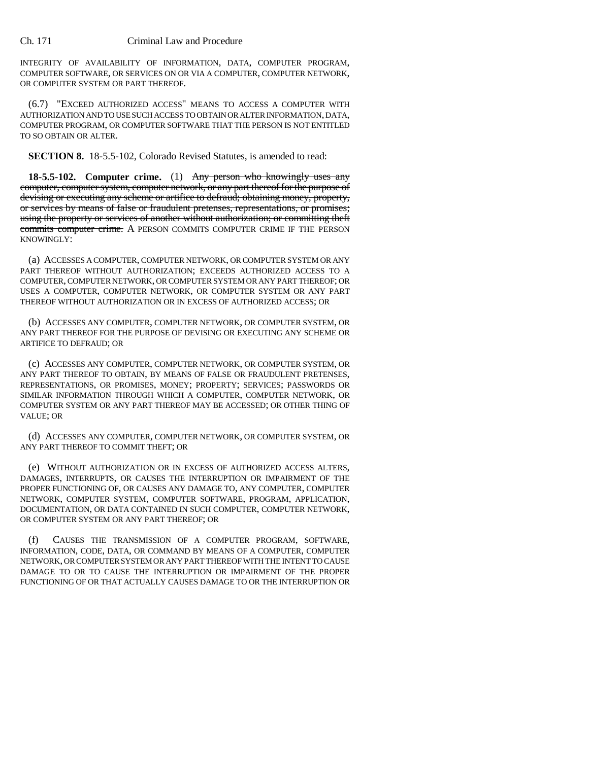INTEGRITY OF AVAILABILITY OF INFORMATION, DATA, COMPUTER PROGRAM, COMPUTER SOFTWARE, OR SERVICES ON OR VIA A COMPUTER, COMPUTER NETWORK, OR COMPUTER SYSTEM OR PART THEREOF.

(6.7) "EXCEED AUTHORIZED ACCESS" MEANS TO ACCESS A COMPUTER WITH AUTHORIZATION AND TO USE SUCH ACCESS TO OBTAIN OR ALTER INFORMATION, DATA, COMPUTER PROGRAM, OR COMPUTER SOFTWARE THAT THE PERSON IS NOT ENTITLED TO SO OBTAIN OR ALTER.

**SECTION 8.** 18-5.5-102, Colorado Revised Statutes, is amended to read:

**18-5.5-102. Computer crime.** (1) ~~Any person who knowingly uses any computer, computer system, computer network, or any part thereof for the purpose of devising or executing any scheme or artifice to defraud; obtaining money, property, or services by means of false or fraudulent pretenses, representations, or promises; using the property or services of another without authorization; or committing theft commits computer crime.~~ A PERSON COMMITS COMPUTER CRIME IF THE PERSON KNOWINGLY:

(a) ACCESSES A COMPUTER, COMPUTER NETWORK, OR COMPUTER SYSTEM OR ANY PART THEREOF WITHOUT AUTHORIZATION; EXCEEDS AUTHORIZED ACCESS TO A COMPUTER, COMPUTER NETWORK, OR COMPUTER SYSTEM OR ANY PART THEREOF; OR USES A COMPUTER, COMPUTER NETWORK, OR COMPUTER SYSTEM OR ANY PART THEREOF WITHOUT AUTHORIZATION OR IN EXCESS OF AUTHORIZED ACCESS; OR

(b) ACCESSES ANY COMPUTER, COMPUTER NETWORK, OR COMPUTER SYSTEM, OR ANY PART THEREOF FOR THE PURPOSE OF DEVISING OR EXECUTING ANY SCHEME OR ARTIFICE TO DEFRAUD; OR

(c) ACCESSES ANY COMPUTER, COMPUTER NETWORK, OR COMPUTER SYSTEM, OR ANY PART THEREOF TO OBTAIN, BY MEANS OF FALSE OR FRAUDULENT PRETENSES, REPRESENTATIONS, OR PROMISES, MONEY; PROPERTY; SERVICES; PASSWORDS OR SIMILAR INFORMATION THROUGH WHICH A COMPUTER, COMPUTER NETWORK, OR COMPUTER SYSTEM OR ANY PART THEREOF MAY BE ACCESSED; OR OTHER THING OF VALUE; OR

(d) ACCESSES ANY COMPUTER, COMPUTER NETWORK, OR COMPUTER SYSTEM, OR ANY PART THEREOF TO COMMIT THEFT; OR

(e) WITHOUT AUTHORIZATION OR IN EXCESS OF AUTHORIZED ACCESS ALTERS, DAMAGES, INTERRUPTS, OR CAUSES THE INTERRUPTION OR IMPAIRMENT OF THE PROPER FUNCTIONING OF, OR CAUSES ANY DAMAGE TO, ANY COMPUTER, COMPUTER NETWORK, COMPUTER SYSTEM, COMPUTER SOFTWARE, PROGRAM, APPLICATION, DOCUMENTATION, OR DATA CONTAINED IN SUCH COMPUTER, COMPUTER NETWORK, OR COMPUTER SYSTEM OR ANY PART THEREOF; OR

(f) CAUSES THE TRANSMISSION OF A COMPUTER PROGRAM, SOFTWARE, INFORMATION, CODE, DATA, OR COMMAND BY MEANS OF A COMPUTER, COMPUTER NETWORK, OR COMPUTER SYSTEM OR ANY PART THEREOF WITH THE INTENT TO CAUSE DAMAGE TO OR TO CAUSE THE INTERRUPTION OR IMPAIRMENT OF THE PROPER FUNCTIONING OF OR THAT ACTUALLY CAUSES DAMAGE TO OR THE INTERRUPTION OR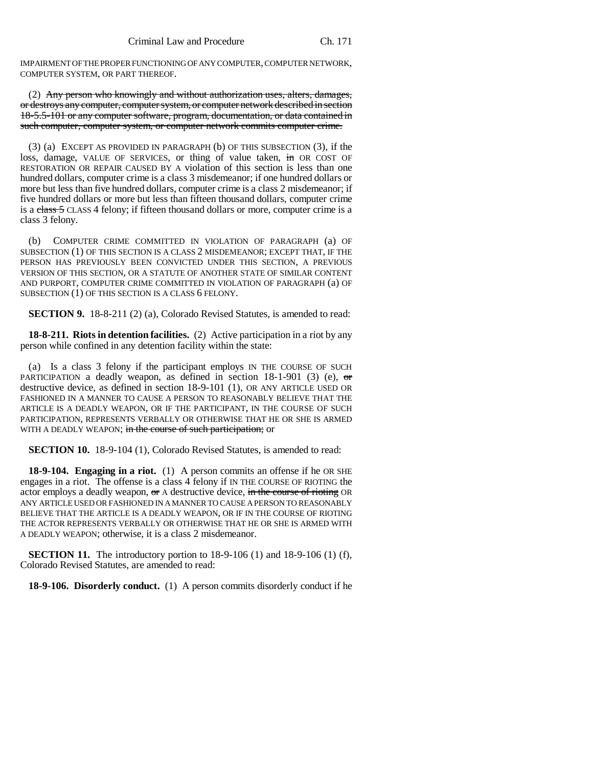IMPAIRMENT OF THE PROPER FUNCTIONING OF ANY COMPUTER, COMPUTER NETWORK, COMPUTER SYSTEM, OR PART THEREOF.

(2) ~~Any person who knowingly and without authorization uses, alters, damages, or destroys any computer, computer system, or computer network described in section 18-5.5-101 or any computer software, program, documentation, or data contained in such computer, computer system, or computer network commits computer crime.~~

(3) (a) EXCEPT AS PROVIDED IN PARAGRAPH (b) OF THIS SUBSECTION (3), if the loss, damage, VALUE OF SERVICES, or thing of value taken, ~~in~~ OR COST OF RESTORATION OR REPAIR CAUSED BY A violation of this section is less than one hundred dollars, computer crime is a class 3 misdemeanor; if one hundred dollars or more but less than five hundred dollars, computer crime is a class 2 misdemeanor; if five hundred dollars or more but less than fifteen thousand dollars, computer crime is a ~~class 5~~ CLASS 4 felony; if fifteen thousand dollars or more, computer crime is a class 3 felony.

(b) COMPUTER CRIME COMMITTED IN VIOLATION OF PARAGRAPH (a) OF SUBSECTION (1) OF THIS SECTION IS A CLASS 2 MISDEMEANOR; EXCEPT THAT, IF THE PERSON HAS PREVIOUSLY BEEN CONVICTED UNDER THIS SECTION, A PREVIOUS VERSION OF THIS SECTION, OR A STATUTE OF ANOTHER STATE OF SIMILAR CONTENT AND PURPORT, COMPUTER CRIME COMMITTED IN VIOLATION OF PARAGRAPH (a) OF SUBSECTION (1) OF THIS SECTION IS A CLASS 6 FELONY.

**SECTION 9.** 18-8-211 (2) (a), Colorado Revised Statutes, is amended to read:

**18-8-211. Riots in detention facilities.** (2) Active participation in a riot by any person while confined in any detention facility within the state:

(a) Is a class 3 felony if the participant employs IN THE COURSE OF SUCH PARTICIPATION a deadly weapon, as defined in section 18-1-901 (3) (e), ~~or~~ destructive device, as defined in section 18-9-101 (1), OR ANY ARTICLE USED OR FASHIONED IN A MANNER TO CAUSE A PERSON TO REASONABLY BELIEVE THAT THE ARTICLE IS A DEADLY WEAPON, OR IF THE PARTICIPANT, IN THE COURSE OF SUCH PARTICIPATION, REPRESENTS VERBALLY OR OTHERWISE THAT HE OR SHE IS ARMED WITH A DEADLY WEAPON; ~~in the course of such participation;~~ or

**SECTION 10.** 18-9-104 (1), Colorado Revised Statutes, is amended to read:

**18-9-104. Engaging in a riot.** (1) A person commits an offense if he OR SHE engages in a riot. The offense is a class 4 felony if IN THE COURSE OF RIOTING the actor employs a deadly weapon, ~~or~~ A destructive device, ~~in the course of rioting~~ OR ANY ARTICLE USED OR FASHIONED IN A MANNER TO CAUSE A PERSON TO REASONABLY BELIEVE THAT THE ARTICLE IS A DEADLY WEAPON, OR IF IN THE COURSE OF RIOTING THE ACTOR REPRESENTS VERBALLY OR OTHERWISE THAT HE OR SHE IS ARMED WITH A DEADLY WEAPON; otherwise, it is a class 2 misdemeanor.

**SECTION 11.** The introductory portion to 18-9-106 (1) and 18-9-106 (1) (f), Colorado Revised Statutes, are amended to read:

**18-9-106. Disorderly conduct.** (1) A person commits disorderly conduct if he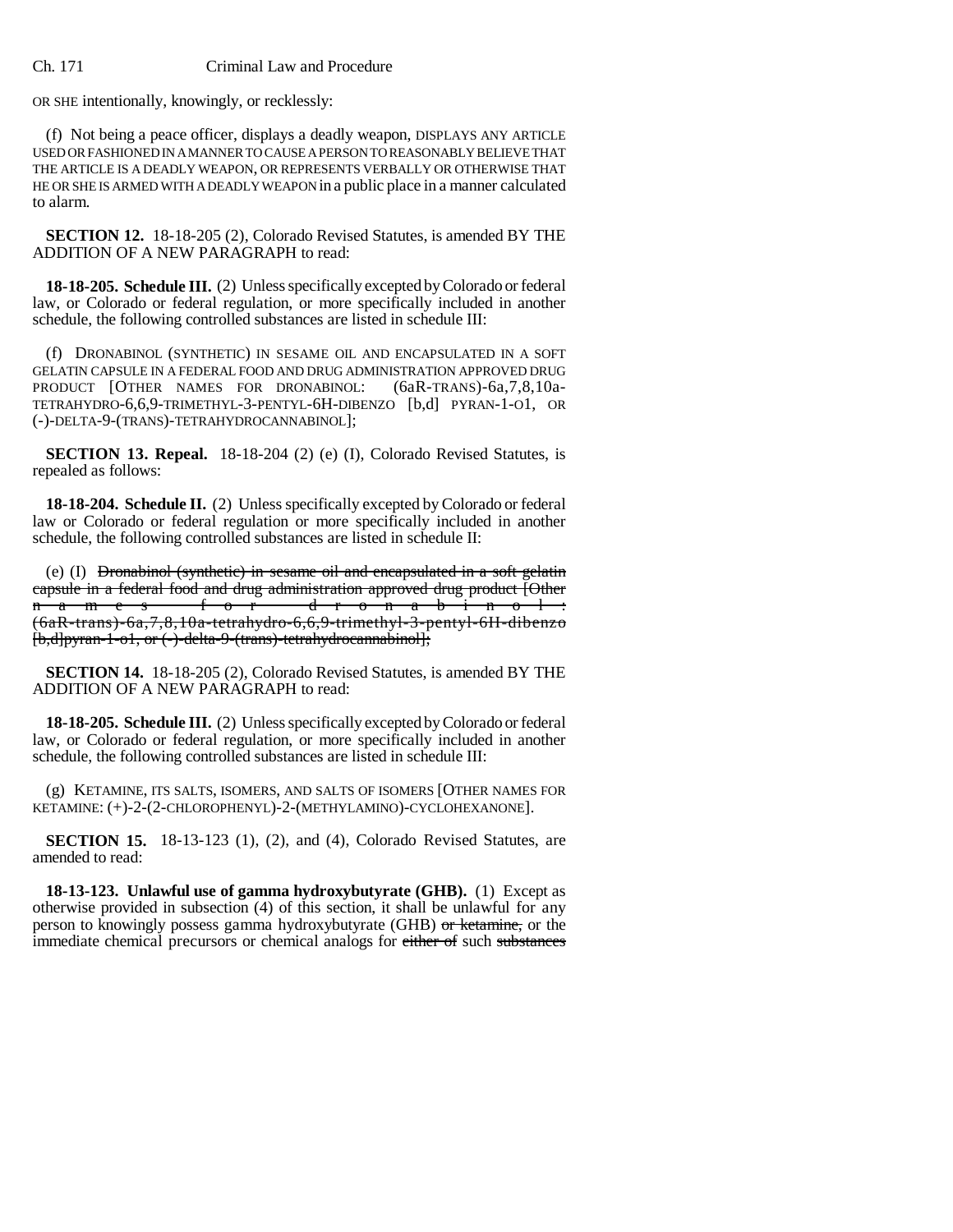OR SHE intentionally, knowingly, or recklessly:

(f) Not being a peace officer, displays a deadly weapon, DISPLAYS ANY ARTICLE USED OR FASHIONED IN A MANNER TO CAUSE A PERSON TO REASONABLY BELIEVE THAT THE ARTICLE IS A DEADLY WEAPON, OR REPRESENTS VERBALLY OR OTHERWISE THAT HE OR SHE IS ARMED WITH A DEADLY WEAPON in a public place in a manner calculated to alarm.

**SECTION 12.** 18-18-205 (2), Colorado Revised Statutes, is amended BY THE ADDITION OF A NEW PARAGRAPH to read:

**18-18-205. Schedule III.** (2) Unless specifically excepted by Colorado or federal law, or Colorado or federal regulation, or more specifically included in another schedule, the following controlled substances are listed in schedule III:

(f) DRONABINOL (SYNTHETIC) IN SESAME OIL AND ENCAPSULATED IN A SOFT GELATIN CAPSULE IN A FEDERAL FOOD AND DRUG ADMINISTRATION APPROVED DRUG PRODUCT [OTHER NAMES FOR DRONABINOL: (6aR-TRANS)-6a,7,8,10a-TETRAHYDRO-6,6,9-TRIMETHYL-3-PENTYL-6H-DIBENZO [b,d] PYRAN-1-O1, OR (-)-DELTA-9-(TRANS)-TETRAHYDROCANNABINOL];

**SECTION 13. Repeal.** 18-18-204 (2) (e) (I), Colorado Revised Statutes, is repealed as follows:

**18-18-204. Schedule II.** (2) Unless specifically excepted by Colorado or federal law or Colorado or federal regulation or more specifically included in another schedule, the following controlled substances are listed in schedule II:

(e) (I) ~~Dronabinol (synthetic) in sesame oil and encapsulated in a soft gelatin capsule in a federal food and drug administration approved drug product [Other names for dronabinol: (6aR-trans)-6a,7,8,10a-tetrahydro-6,6,9-trimethyl-3-pentyl-6H-dibenzo [b,d]pyran-1-o1, or (-)-delta-9-(trans)-tetrahydrocannabinol];~~

**SECTION 14.** 18-18-205 (2), Colorado Revised Statutes, is amended BY THE ADDITION OF A NEW PARAGRAPH to read:

**18-18-205. Schedule III.** (2) Unless specifically excepted by Colorado or federal law, or Colorado or federal regulation, or more specifically included in another schedule, the following controlled substances are listed in schedule III:

(g) KETAMINE, ITS SALTS, ISOMERS, AND SALTS OF ISOMERS [OTHER NAMES FOR KETAMINE: (+)-2-(2-CHLOROPHENYL)-2-(METHYLAMINO)-CYCLOHEXANONE].

**SECTION 15.** 18-13-123 (1), (2), and (4), Colorado Revised Statutes, are amended to read:

**18-13-123. Unlawful use of gamma hydroxybutyrate (GHB).** (1) Except as otherwise provided in subsection (4) of this section, it shall be unlawful for any person to knowingly possess gamma hydroxybutyrate (GHB) ~~or ketamine,~~ or the immediate chemical precursors or chemical analogs for ~~either of~~ such ~~substances~~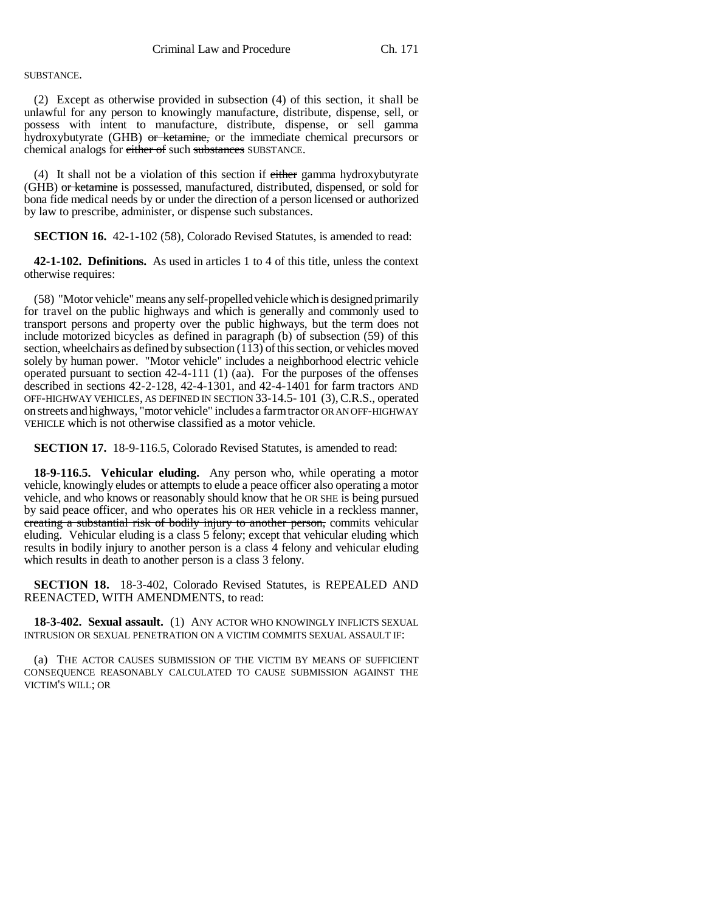SUBSTANCE.

(2) Except as otherwise provided in subsection (4) of this section, it shall be unlawful for any person to knowingly manufacture, distribute, dispense, sell, or possess with intent to manufacture, distribute, dispense, or sell gamma hydroxybutyrate (GHB) ~~or ketamine,~~ or the immediate chemical precursors or chemical analogs for ~~either of~~ such ~~substances~~ SUBSTANCE.

(4) It shall not be a violation of this section if ~~either~~ gamma hydroxybutyrate (GHB) ~~or ketamine~~ is possessed, manufactured, distributed, dispensed, or sold for bona fide medical needs by or under the direction of a person licensed or authorized by law to prescribe, administer, or dispense such substances.

**SECTION 16.** 42-1-102 (58), Colorado Revised Statutes, is amended to read:

**42-1-102. Definitions.** As used in articles 1 to 4 of this title, unless the context otherwise requires:

(58) "Motor vehicle" means any self-propelled vehicle which is designed primarily for travel on the public highways and which is generally and commonly used to transport persons and property over the public highways, but the term does not include motorized bicycles as defined in paragraph (b) of subsection (59) of this section, wheelchairs as defined by subsection (113) of this section, or vehicles moved solely by human power. "Motor vehicle" includes a neighborhood electric vehicle operated pursuant to section 42-4-111 (1) (aa). For the purposes of the offenses described in sections 42-2-128, 42-4-1301, and 42-4-1401 for farm tractors AND OFF-HIGHWAY VEHICLES, AS DEFINED IN SECTION 33-14.5-101 (3), C.R.S., operated on streets and highways, "motor vehicle" includes a farm tractor OR AN OFF-HIGHWAY VEHICLE which is not otherwise classified as a motor vehicle.

**SECTION 17.** 18-9-116.5, Colorado Revised Statutes, is amended to read:

**18-9-116.5. Vehicular eluding.** Any person who, while operating a motor vehicle, knowingly eludes or attempts to elude a peace officer also operating a motor vehicle, and who knows or reasonably should know that he OR SHE is being pursued by said peace officer, and who operates his OR HER vehicle in a reckless manner, ~~creating a substantial risk of bodily injury to another person,~~ commits vehicular eluding. Vehicular eluding is a class 5 felony; except that vehicular eluding which results in bodily injury to another person is a class 4 felony and vehicular eluding which results in death to another person is a class 3 felony.

**SECTION 18.** 18-3-402, Colorado Revised Statutes, is REPEALED AND REENACTED, WITH AMENDMENTS, to read:

**18-3-402. Sexual assault.** (1) ANY ACTOR WHO KNOWINGLY INFLICTS SEXUAL INTRUSION OR SEXUAL PENETRATION ON A VICTIM COMMITS SEXUAL ASSAULT IF:

(a) THE ACTOR CAUSES SUBMISSION OF THE VICTIM BY MEANS OF SUFFICIENT CONSEQUENCE REASONABLY CALCULATED TO CAUSE SUBMISSION AGAINST THE VICTIM'S WILL; OR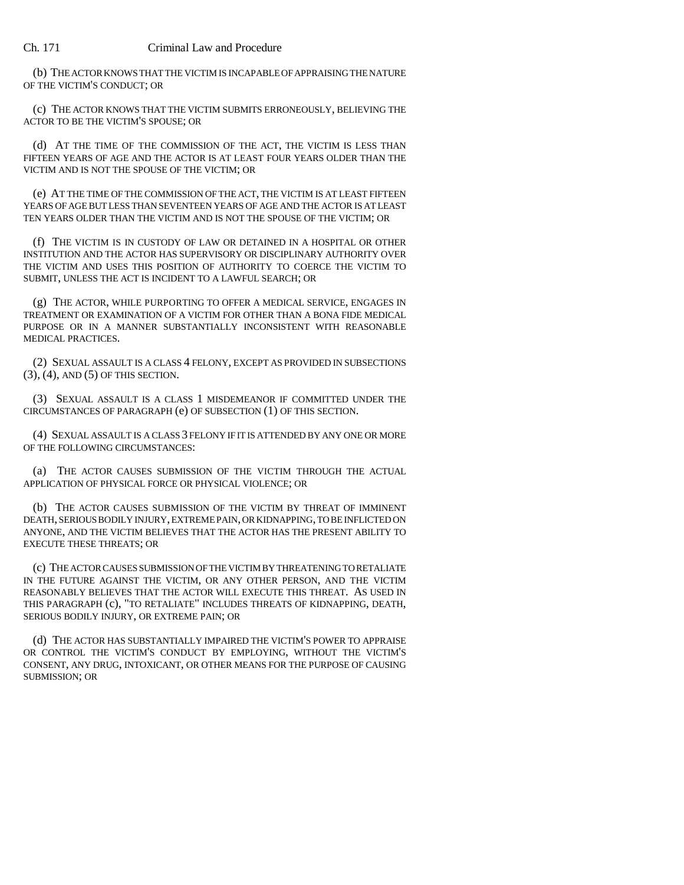(b) THE ACTOR KNOWS THAT THE VICTIM IS INCAPABLE OF APPRAISING THE NATURE OF THE VICTIM'S CONDUCT; OR

(c) THE ACTOR KNOWS THAT THE VICTIM SUBMITS ERRONEOUSLY, BELIEVING THE ACTOR TO BE THE VICTIM'S SPOUSE; OR

(d) AT THE TIME OF THE COMMISSION OF THE ACT, THE VICTIM IS LESS THAN FIFTEEN YEARS OF AGE AND THE ACTOR IS AT LEAST FOUR YEARS OLDER THAN THE VICTIM AND IS NOT THE SPOUSE OF THE VICTIM; OR

(e) AT THE TIME OF THE COMMISSION OF THE ACT, THE VICTIM IS AT LEAST FIFTEEN YEARS OF AGE BUT LESS THAN SEVENTEEN YEARS OF AGE AND THE ACTOR IS AT LEAST TEN YEARS OLDER THAN THE VICTIM AND IS NOT THE SPOUSE OF THE VICTIM; OR

(f) THE VICTIM IS IN CUSTODY OF LAW OR DETAINED IN A HOSPITAL OR OTHER INSTITUTION AND THE ACTOR HAS SUPERVISORY OR DISCIPLINARY AUTHORITY OVER THE VICTIM AND USES THIS POSITION OF AUTHORITY TO COERCE THE VICTIM TO SUBMIT, UNLESS THE ACT IS INCIDENT TO A LAWFUL SEARCH; OR

(g) THE ACTOR, WHILE PURPORTING TO OFFER A MEDICAL SERVICE, ENGAGES IN TREATMENT OR EXAMINATION OF A VICTIM FOR OTHER THAN A BONA FIDE MEDICAL PURPOSE OR IN A MANNER SUBSTANTIALLY INCONSISTENT WITH REASONABLE MEDICAL PRACTICES.

(2) SEXUAL ASSAULT IS A CLASS 4 FELONY, EXCEPT AS PROVIDED IN SUBSECTIONS (3), (4), AND (5) OF THIS SECTION.

(3) SEXUAL ASSAULT IS A CLASS 1 MISDEMEANOR IF COMMITTED UNDER THE CIRCUMSTANCES OF PARAGRAPH (e) OF SUBSECTION (1) OF THIS SECTION.

(4) SEXUAL ASSAULT IS A CLASS 3 FELONY IF IT IS ATTENDED BY ANY ONE OR MORE OF THE FOLLOWING CIRCUMSTANCES:

(a) THE ACTOR CAUSES SUBMISSION OF THE VICTIM THROUGH THE ACTUAL APPLICATION OF PHYSICAL FORCE OR PHYSICAL VIOLENCE; OR

(b) THE ACTOR CAUSES SUBMISSION OF THE VICTIM BY THREAT OF IMMINENT DEATH, SERIOUS BODILY INJURY, EXTREME PAIN, OR KIDNAPPING, TO BE INFLICTED ON ANYONE, AND THE VICTIM BELIEVES THAT THE ACTOR HAS THE PRESENT ABILITY TO EXECUTE THESE THREATS; OR

(c) THE ACTOR CAUSES SUBMISSION OF THE VICTIM BY THREATENING TO RETALIATE IN THE FUTURE AGAINST THE VICTIM, OR ANY OTHER PERSON, AND THE VICTIM REASONABLY BELIEVES THAT THE ACTOR WILL EXECUTE THIS THREAT. AS USED IN THIS PARAGRAPH (c), "TO RETALIATE" INCLUDES THREATS OF KIDNAPPING, DEATH, SERIOUS BODILY INJURY, OR EXTREME PAIN; OR

(d) THE ACTOR HAS SUBSTANTIALLY IMPAIRED THE VICTIM'S POWER TO APPRAISE OR CONTROL THE VICTIM'S CONDUCT BY EMPLOYING, WITHOUT THE VICTIM'S CONSENT, ANY DRUG, INTOXICANT, OR OTHER MEANS FOR THE PURPOSE OF CAUSING SUBMISSION; OR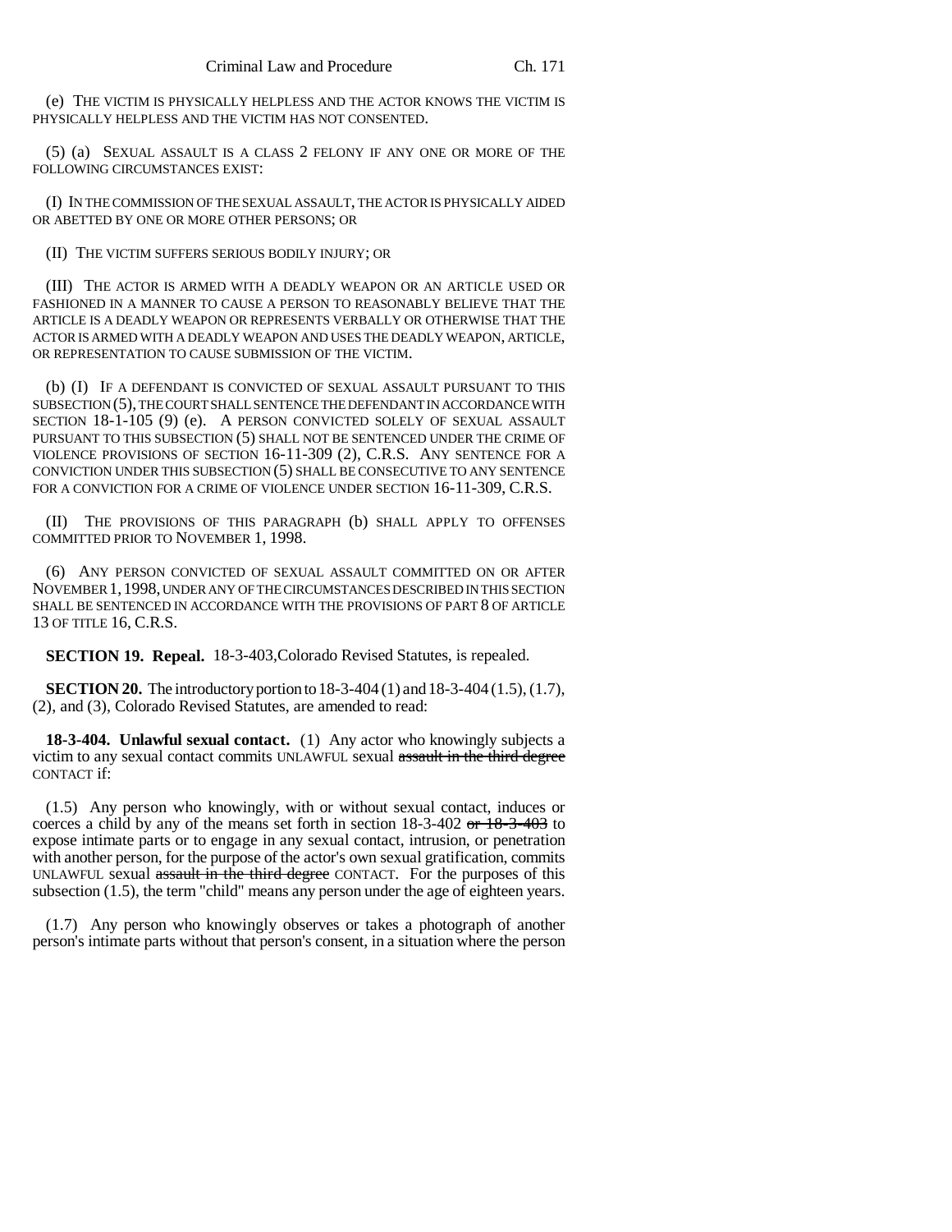(e) THE VICTIM IS PHYSICALLY HELPLESS AND THE ACTOR KNOWS THE VICTIM IS PHYSICALLY HELPLESS AND THE VICTIM HAS NOT CONSENTED.

(5) (a) SEXUAL ASSAULT IS A CLASS 2 FELONY IF ANY ONE OR MORE OF THE FOLLOWING CIRCUMSTANCES EXIST:

(I) IN THE COMMISSION OF THE SEXUAL ASSAULT, THE ACTOR IS PHYSICALLY AIDED OR ABETTED BY ONE OR MORE OTHER PERSONS; OR

(II) THE VICTIM SUFFERS SERIOUS BODILY INJURY; OR

(III) THE ACTOR IS ARMED WITH A DEADLY WEAPON OR AN ARTICLE USED OR FASHIONED IN A MANNER TO CAUSE A PERSON TO REASONABLY BELIEVE THAT THE ARTICLE IS A DEADLY WEAPON OR REPRESENTS VERBALLY OR OTHERWISE THAT THE ACTOR IS ARMED WITH A DEADLY WEAPON AND USES THE DEADLY WEAPON, ARTICLE, OR REPRESENTATION TO CAUSE SUBMISSION OF THE VICTIM.

(b) (I) IF A DEFENDANT IS CONVICTED OF SEXUAL ASSAULT PURSUANT TO THIS SUBSECTION (5), THE COURT SHALL SENTENCE THE DEFENDANT IN ACCORDANCE WITH SECTION 18-1-105 (9) (e). A PERSON CONVICTED SOLELY OF SEXUAL ASSAULT PURSUANT TO THIS SUBSECTION (5) SHALL NOT BE SENTENCED UNDER THE CRIME OF VIOLENCE PROVISIONS OF SECTION 16-11-309 (2), C.R.S. ANY SENTENCE FOR A CONVICTION UNDER THIS SUBSECTION (5) SHALL BE CONSECUTIVE TO ANY SENTENCE FOR A CONVICTION FOR A CRIME OF VIOLENCE UNDER SECTION 16-11-309, C.R.S.

(II) THE PROVISIONS OF THIS PARAGRAPH (b) SHALL APPLY TO OFFENSES COMMITTED PRIOR TO NOVEMBER 1, 1998.

(6) ANY PERSON CONVICTED OF SEXUAL ASSAULT COMMITTED ON OR AFTER NOVEMBER 1, 1998, UNDER ANY OF THE CIRCUMSTANCES DESCRIBED IN THIS SECTION SHALL BE SENTENCED IN ACCORDANCE WITH THE PROVISIONS OF PART 8 OF ARTICLE 13 OF TITLE 16, C.R.S.

**SECTION 19. Repeal.** 18-3-403,Colorado Revised Statutes, is repealed.

**SECTION 20.** The introductory portion to 18-3-404 (1) and 18-3-404 (1.5), (1.7), (2), and (3), Colorado Revised Statutes, are amended to read:

**18-3-404. Unlawful sexual contact.** (1) Any actor who knowingly subjects a victim to any sexual contact commits UNLAWFUL sexual ~~assault in the third degree~~ CONTACT if:

(1.5) Any person who knowingly, with or without sexual contact, induces or coerces a child by any of the means set forth in section 18-3-402 ~~or 18-3-403~~ to expose intimate parts or to engage in any sexual contact, intrusion, or penetration with another person, for the purpose of the actor's own sexual gratification, commits UNLAWFUL sexual ~~assault in the third degree~~ CONTACT. For the purposes of this subsection (1.5), the term "child" means any person under the age of eighteen years.

(1.7) Any person who knowingly observes or takes a photograph of another person's intimate parts without that person's consent, in a situation where the person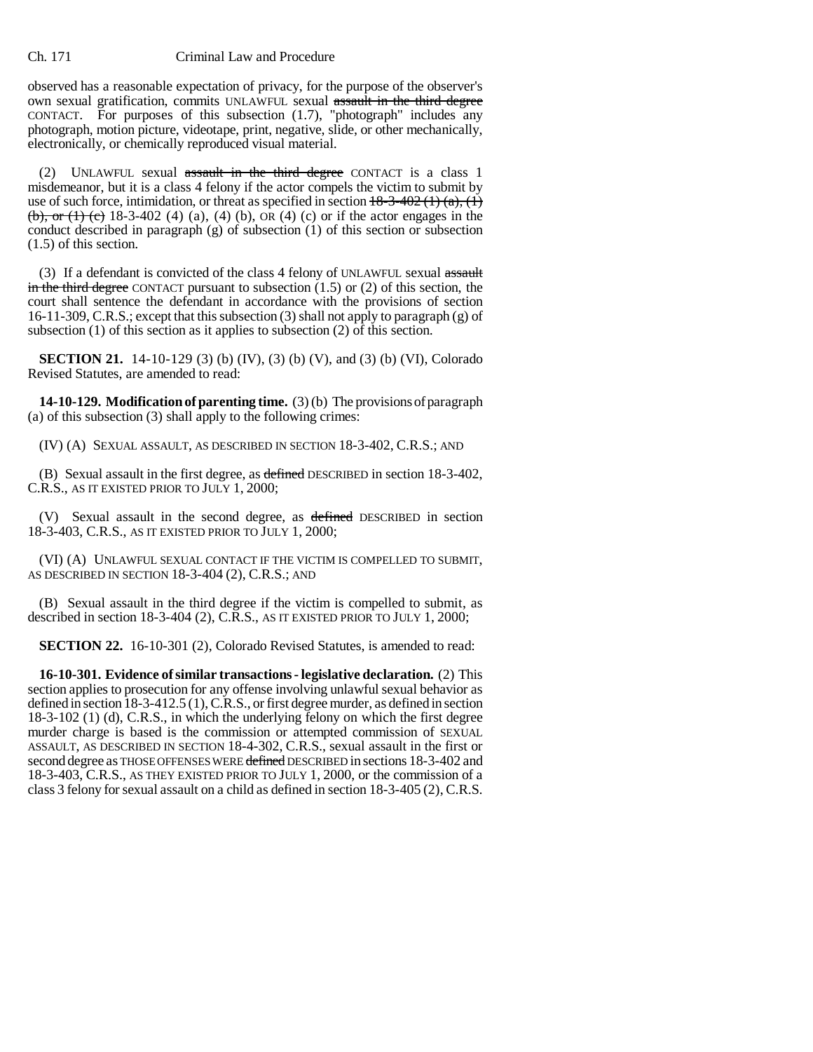observed has a reasonable expectation of privacy, for the purpose of the observer's own sexual gratification, commits UNLAWFUL sexual ~~assault in the third degree~~ CONTACT. For purposes of this subsection (1.7), "photograph" includes any photograph, motion picture, videotape, print, negative, slide, or other mechanically, electronically, or chemically reproduced visual material.

(2) UNLAWFUL sexual ~~assault in the third degree~~ CONTACT is a class 1 misdemeanor, but it is a class 4 felony if the actor compels the victim to submit by use of such force, intimidation, or threat as specified in section ~~18-3-402 (1) (a), (1) (b), or (1) (c)~~ 18-3-402 (4) (a), (4) (b), OR (4) (c) or if the actor engages in the conduct described in paragraph (g) of subsection (1) of this section or subsection (1.5) of this section.

(3) If a defendant is convicted of the class 4 felony of UNLAWFUL sexual ~~assault in the third degree~~ CONTACT pursuant to subsection (1.5) or (2) of this section, the court shall sentence the defendant in accordance with the provisions of section 16-11-309, C.R.S.; except that this subsection (3) shall not apply to paragraph (g) of subsection (1) of this section as it applies to subsection (2) of this section.

**SECTION 21.** 14-10-129 (3) (b) (IV), (3) (b) (V), and (3) (b) (VI), Colorado Revised Statutes, are amended to read:

**14-10-129. Modification of parenting time.** (3) (b) The provisions of paragraph (a) of this subsection (3) shall apply to the following crimes:

(IV) (A) SEXUAL ASSAULT, AS DESCRIBED IN SECTION 18-3-402, C.R.S.; AND

(B) Sexual assault in the first degree, as ~~defined~~ DESCRIBED in section 18-3-402, C.R.S., AS IT EXISTED PRIOR TO JULY 1, 2000;

(V) Sexual assault in the second degree, as ~~defined~~ DESCRIBED in section 18-3-403, C.R.S., AS IT EXISTED PRIOR TO JULY 1, 2000;

(VI) (A) UNLAWFUL SEXUAL CONTACT IF THE VICTIM IS COMPELLED TO SUBMIT, AS DESCRIBED IN SECTION 18-3-404 (2), C.R.S.; AND

(B) Sexual assault in the third degree if the victim is compelled to submit, as described in section 18-3-404 (2), C.R.S., AS IT EXISTED PRIOR TO JULY 1, 2000;

**SECTION 22.** 16-10-301 (2), Colorado Revised Statutes, is amended to read:

**16-10-301. Evidence of similar transactions - legislative declaration.** (2) This section applies to prosecution for any offense involving unlawful sexual behavior as defined in section 18-3-412.5 (1), C.R.S., or first degree murder, as defined in section 18-3-102 (1) (d), C.R.S., in which the underlying felony on which the first degree murder charge is based is the commission or attempted commission of SEXUAL ASSAULT, AS DESCRIBED IN SECTION 18-4-302, C.R.S., sexual assault in the first or second degree as THOSE OFFENSES WERE ~~defined~~ DESCRIBED in sections 18-3-402 and 18-3-403, C.R.S., AS THEY EXISTED PRIOR TO JULY 1, 2000, or the commission of a class 3 felony for sexual assault on a child as defined in section 18-3-405 (2), C.R.S.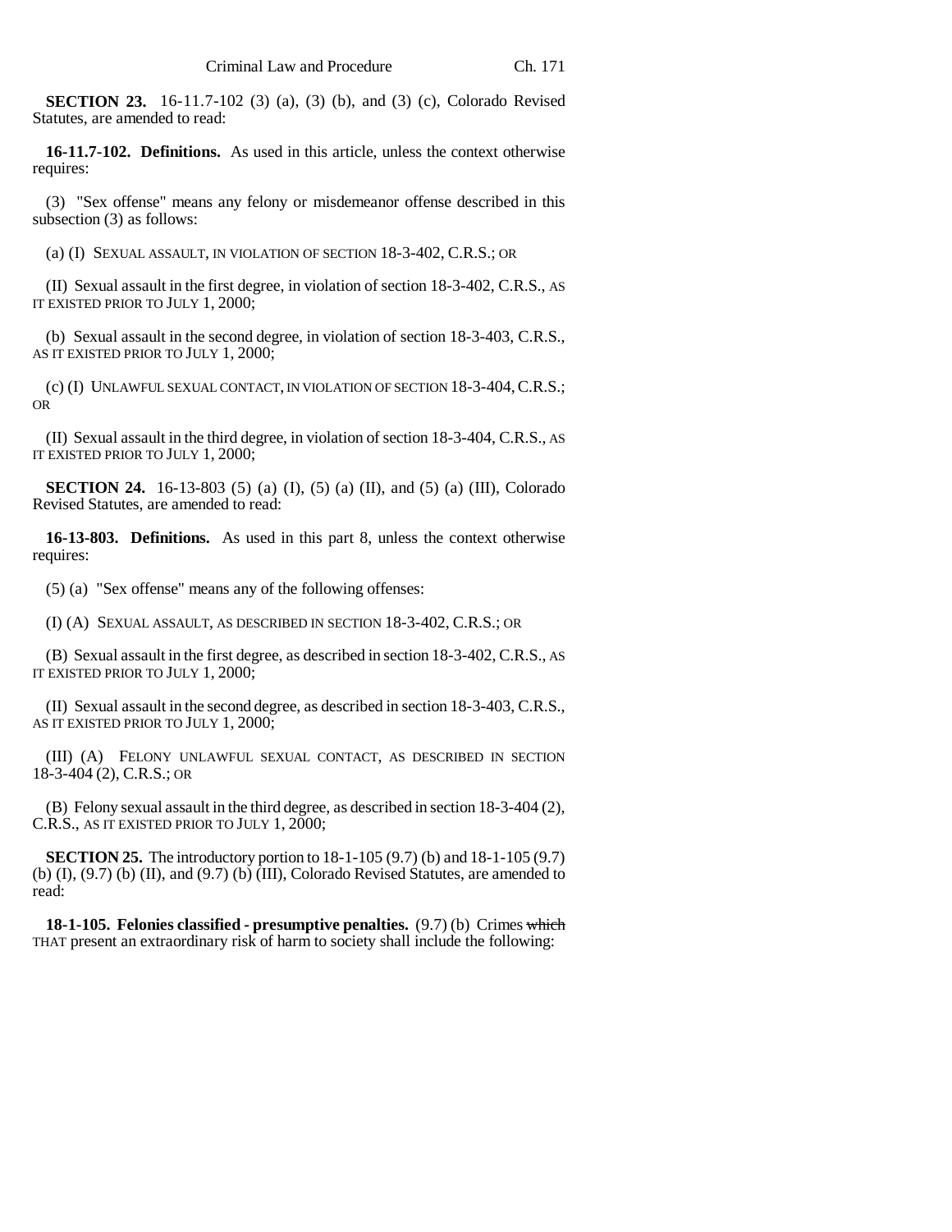**SECTION 23.** 16-11.7-102 (3) (a), (3) (b), and (3) (c), Colorado Revised Statutes, are amended to read:

**16-11.7-102. Definitions.** As used in this article, unless the context otherwise requires:

(3) "Sex offense" means any felony or misdemeanor offense described in this subsection (3) as follows:

(a) (I) SEXUAL ASSAULT, IN VIOLATION OF SECTION 18-3-402, C.R.S.; OR

(II) Sexual assault in the first degree, in violation of section 18-3-402, C.R.S., AS IT EXISTED PRIOR TO JULY 1, 2000;

(b) Sexual assault in the second degree, in violation of section 18-3-403, C.R.S., AS IT EXISTED PRIOR TO JULY 1, 2000;

(c) (I) UNLAWFUL SEXUAL CONTACT, IN VIOLATION OF SECTION 18-3-404, C.R.S.; OR

(II) Sexual assault in the third degree, in violation of section 18-3-404, C.R.S., AS IT EXISTED PRIOR TO JULY 1, 2000;

**SECTION 24.** 16-13-803 (5) (a) (I), (5) (a) (II), and (5) (a) (III), Colorado Revised Statutes, are amended to read:

**16-13-803. Definitions.** As used in this part 8, unless the context otherwise requires:

(5) (a) "Sex offense" means any of the following offenses:

(I) (A) SEXUAL ASSAULT, AS DESCRIBED IN SECTION 18-3-402, C.R.S.; OR

(B) Sexual assault in the first degree, as described in section 18-3-402, C.R.S., AS IT EXISTED PRIOR TO JULY 1, 2000;

(II) Sexual assault in the second degree, as described in section 18-3-403, C.R.S., AS IT EXISTED PRIOR TO JULY 1, 2000;

(III) (A) FELONY UNLAWFUL SEXUAL CONTACT, AS DESCRIBED IN SECTION 18-3-404 (2), C.R.S.; OR

(B) Felony sexual assault in the third degree, as described in section 18-3-404 (2), C.R.S., AS IT EXISTED PRIOR TO JULY 1, 2000;

**SECTION 25.** The introductory portion to 18-1-105 (9.7) (b) and 18-1-105 (9.7) (b) (I), (9.7) (b) (II), and (9.7) (b) (III), Colorado Revised Statutes, are amended to read:

**18-1-105. Felonies classified - presumptive penalties.** (9.7) (b) Crimes ~~which~~ THAT present an extraordinary risk of harm to society shall include the following: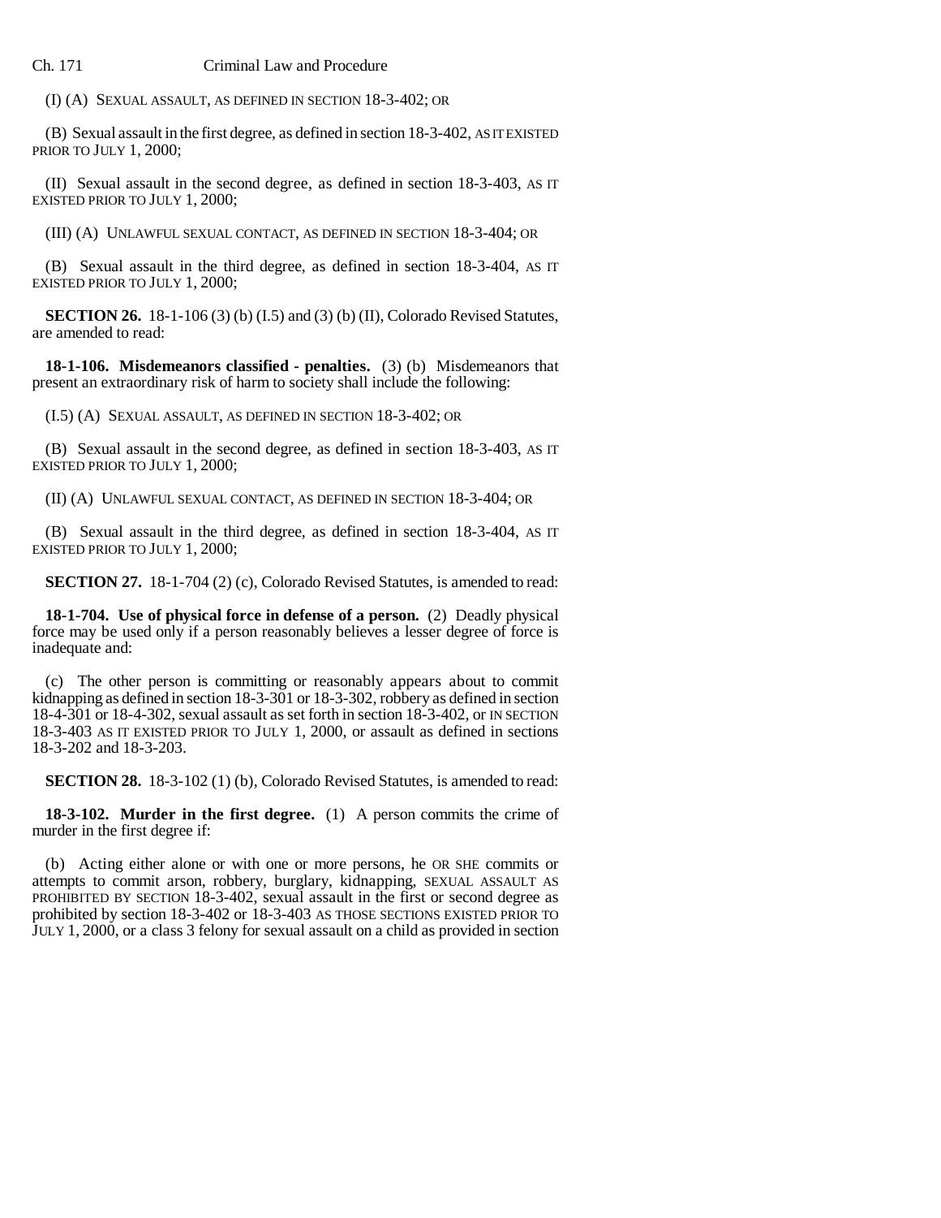(I) (A) SEXUAL ASSAULT, AS DEFINED IN SECTION 18-3-402; OR

(B) Sexual assault in the first degree, as defined in section 18-3-402, AS IT EXISTED PRIOR TO JULY 1, 2000;

(II) Sexual assault in the second degree, as defined in section 18-3-403, AS IT EXISTED PRIOR TO JULY 1, 2000;

(III) (A) UNLAWFUL SEXUAL CONTACT, AS DEFINED IN SECTION 18-3-404; OR

(B) Sexual assault in the third degree, as defined in section 18-3-404, AS IT EXISTED PRIOR TO JULY 1, 2000;

**SECTION 26.** 18-1-106 (3) (b) (I.5) and (3) (b) (II), Colorado Revised Statutes, are amended to read:

**18-1-106. Misdemeanors classified - penalties.** (3) (b) Misdemeanors that present an extraordinary risk of harm to society shall include the following:

(I.5) (A) SEXUAL ASSAULT, AS DEFINED IN SECTION 18-3-402; OR

(B) Sexual assault in the second degree, as defined in section 18-3-403, AS IT EXISTED PRIOR TO JULY 1, 2000;

(II) (A) UNLAWFUL SEXUAL CONTACT, AS DEFINED IN SECTION 18-3-404; OR

(B) Sexual assault in the third degree, as defined in section 18-3-404, AS IT EXISTED PRIOR TO JULY 1, 2000;

**SECTION 27.** 18-1-704 (2) (c), Colorado Revised Statutes, is amended to read:

**18-1-704. Use of physical force in defense of a person.** (2) Deadly physical force may be used only if a person reasonably believes a lesser degree of force is inadequate and:

(c) The other person is committing or reasonably appears about to commit kidnapping as defined in section 18-3-301 or 18-3-302, robbery as defined in section 18-4-301 or 18-4-302, sexual assault as set forth in section 18-3-402, or IN SECTION 18-3-403 AS IT EXISTED PRIOR TO JULY 1, 2000, or assault as defined in sections 18-3-202 and 18-3-203.

**SECTION 28.** 18-3-102 (1) (b), Colorado Revised Statutes, is amended to read:

**18-3-102. Murder in the first degree.** (1) A person commits the crime of murder in the first degree if:

(b) Acting either alone or with one or more persons, he OR SHE commits or attempts to commit arson, robbery, burglary, kidnapping, SEXUAL ASSAULT AS PROHIBITED BY SECTION 18-3-402, sexual assault in the first or second degree as prohibited by section 18-3-402 or 18-3-403 AS THOSE SECTIONS EXISTED PRIOR TO JULY 1, 2000, or a class 3 felony for sexual assault on a child as provided in section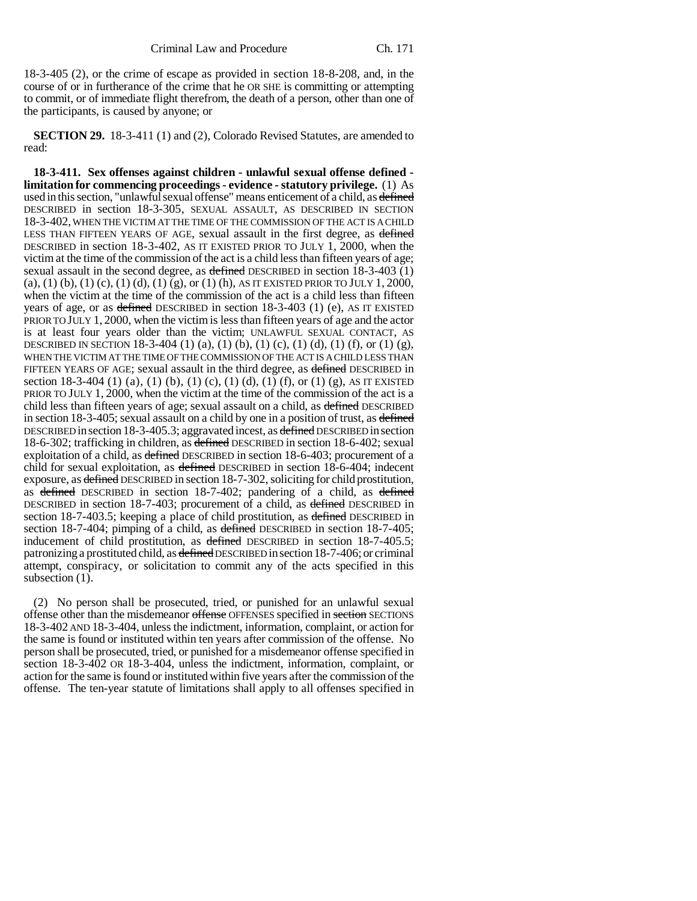18-3-405 (2), or the crime of escape as provided in section 18-8-208, and, in the course of or in furtherance of the crime that he OR SHE is committing or attempting to commit, or of immediate flight therefrom, the death of a person, other than one of the participants, is caused by anyone; or

**SECTION 29.** 18-3-411 (1) and (2), Colorado Revised Statutes, are amended to read:

**18-3-411. Sex offenses against children - unlawful sexual offense defined - limitation for commencing proceedings - evidence - statutory privilege.** (1) As used in this section, "unlawful sexual offense" means enticement of a child, as ~~defined~~ DESCRIBED in section 18-3-305, SEXUAL ASSAULT, AS DESCRIBED IN SECTION 18-3-402, WHEN THE VICTIM AT THE TIME OF THE COMMISSION OF THE ACT IS A CHILD LESS THAN FIFTEEN YEARS OF AGE, sexual assault in the first degree, as ~~defined~~ DESCRIBED in section 18-3-402, AS IT EXISTED PRIOR TO JULY 1, 2000, when the victim at the time of the commission of the act is a child less than fifteen years of age; sexual assault in the second degree, as ~~defined~~ DESCRIBED in section 18-3-403 (1) (a), (1) (b), (1) (c), (1) (d), (1) (g), or (1) (h), AS IT EXISTED PRIOR TO JULY 1, 2000, when the victim at the time of the commission of the act is a child less than fifteen years of age, or as ~~defined~~ DESCRIBED in section 18-3-403 (1) (e), AS IT EXISTED PRIOR TO JULY 1, 2000, when the victim is less than fifteen years of age and the actor is at least four years older than the victim; UNLAWFUL SEXUAL CONTACT, AS DESCRIBED IN SECTION 18-3-404 (1) (a), (1) (b), (1) (c), (1) (d), (1) (f), or (1) (g), WHEN THE VICTIM AT THE TIME OF THE COMMISSION OF THE ACT IS A CHILD LESS THAN FIFTEEN YEARS OF AGE; sexual assault in the third degree, as ~~defined~~ DESCRIBED in section 18-3-404 (1) (a), (1) (b), (1) (c), (1) (d), (1) (f), or (1) (g), AS IT EXISTED PRIOR TO JULY 1, 2000, when the victim at the time of the commission of the act is a child less than fifteen years of age; sexual assault on a child, as ~~defined~~ DESCRIBED in section 18-3-405; sexual assault on a child by one in a position of trust, as ~~defined~~ DESCRIBED in section 18-3-405.3; aggravated incest, as ~~defined~~ DESCRIBED in section 18-6-302; trafficking in children, as ~~defined~~ DESCRIBED in section 18-6-402; sexual exploitation of a child, as ~~defined~~ DESCRIBED in section 18-6-403; procurement of a child for sexual exploitation, as ~~defined~~ DESCRIBED in section 18-6-404; indecent exposure, as ~~defined~~ DESCRIBED in section 18-7-302, soliciting for child prostitution, as ~~defined~~ DESCRIBED in section 18-7-402; pandering of a child, as ~~defined~~ DESCRIBED in section 18-7-403; procurement of a child, as ~~defined~~ DESCRIBED in section 18-7-403.5; keeping a place of child prostitution, as ~~defined~~ DESCRIBED in section 18-7-404; pimping of a child, as ~~defined~~ DESCRIBED in section 18-7-405; inducement of child prostitution, as ~~defined~~ DESCRIBED in section 18-7-405.5; patronizing a prostituted child, as ~~defined~~ DESCRIBED in section 18-7-406; or criminal attempt, conspiracy, or solicitation to commit any of the acts specified in this subsection (1).

(2) No person shall be prosecuted, tried, or punished for an unlawful sexual offense other than the misdemeanor ~~offense~~ OFFENSES specified in ~~section~~ SECTIONS 18-3-402 AND 18-3-404, unless the indictment, information, complaint, or action for the same is found or instituted within ten years after commission of the offense. No person shall be prosecuted, tried, or punished for a misdemeanor offense specified in section 18-3-402 OR 18-3-404, unless the indictment, information, complaint, or action for the same is found or instituted within five years after the commission of the offense. The ten-year statute of limitations shall apply to all offenses specified in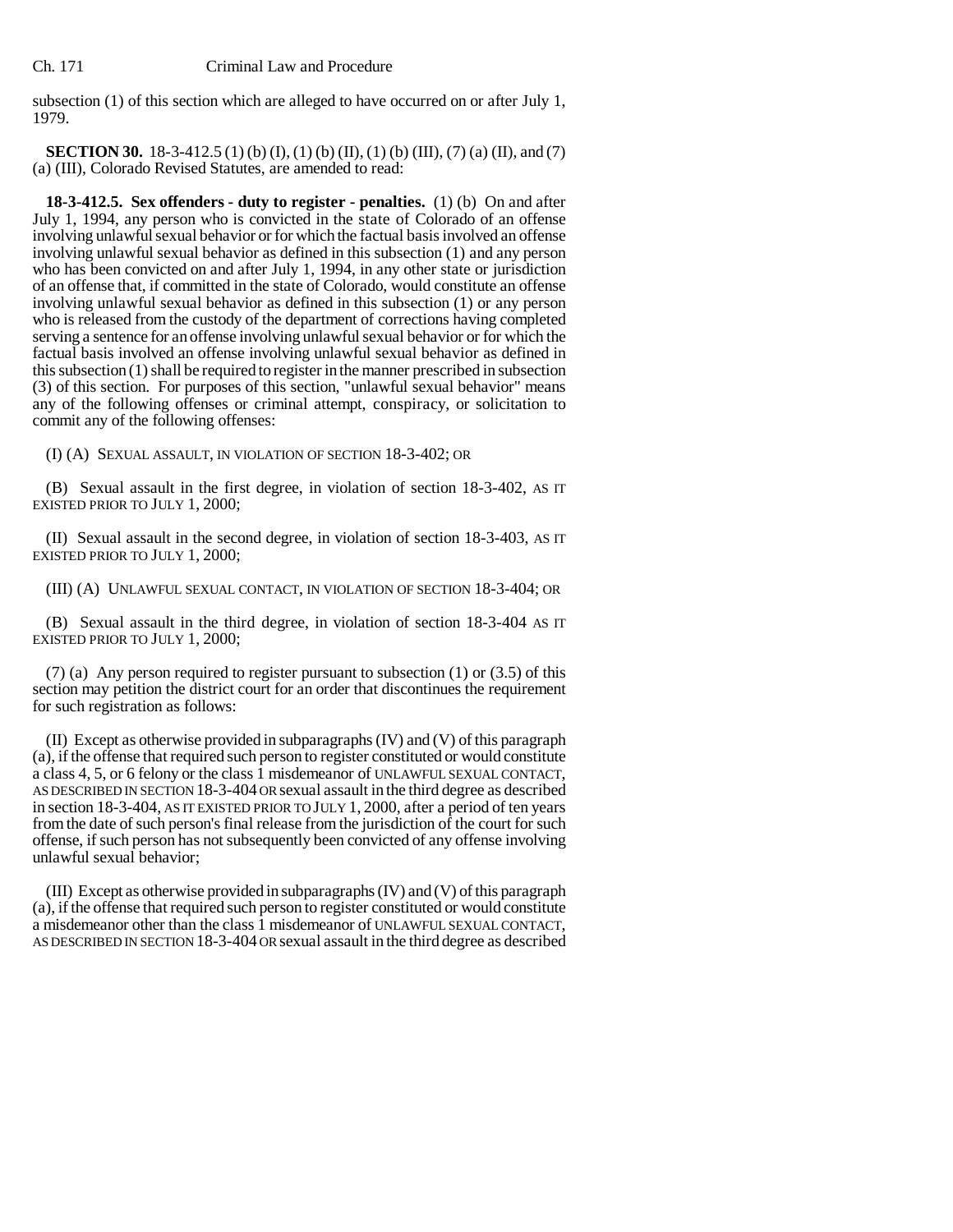subsection (1) of this section which are alleged to have occurred on or after July 1, 1979.

**SECTION 30.** 18-3-412.5 (1) (b) (I), (1) (b) (II), (1) (b) (III), (7) (a) (II), and (7) (a) (III), Colorado Revised Statutes, are amended to read:

**18-3-412.5. Sex offenders - duty to register - penalties.** (1) (b) On and after July 1, 1994, any person who is convicted in the state of Colorado of an offense involving unlawful sexual behavior or for which the factual basis involved an offense involving unlawful sexual behavior as defined in this subsection (1) and any person who has been convicted on and after July 1, 1994, in any other state or jurisdiction of an offense that, if committed in the state of Colorado, would constitute an offense involving unlawful sexual behavior as defined in this subsection (1) or any person who is released from the custody of the department of corrections having completed serving a sentence for an offense involving unlawful sexual behavior or for which the factual basis involved an offense involving unlawful sexual behavior as defined in this subsection (1) shall be required to register in the manner prescribed in subsection (3) of this section. For purposes of this section, "unlawful sexual behavior" means any of the following offenses or criminal attempt, conspiracy, or solicitation to commit any of the following offenses:

(I) (A) SEXUAL ASSAULT, IN VIOLATION OF SECTION 18-3-402; OR

(B) Sexual assault in the first degree, in violation of section 18-3-402, AS IT EXISTED PRIOR TO JULY 1, 2000;

(II) Sexual assault in the second degree, in violation of section 18-3-403, AS IT EXISTED PRIOR TO JULY 1, 2000;

(III) (A) UNLAWFUL SEXUAL CONTACT, IN VIOLATION OF SECTION 18-3-404; OR

(B) Sexual assault in the third degree, in violation of section 18-3-404 AS IT EXISTED PRIOR TO JULY 1, 2000;

(7) (a) Any person required to register pursuant to subsection (1) or (3.5) of this section may petition the district court for an order that discontinues the requirement for such registration as follows:

(II) Except as otherwise provided in subparagraphs (IV) and (V) of this paragraph (a), if the offense that required such person to register constituted or would constitute a class 4, 5, or 6 felony or the class 1 misdemeanor of UNLAWFUL SEXUAL CONTACT, AS DESCRIBED IN SECTION 18-3-404 OR sexual assault in the third degree as described in section 18-3-404, AS IT EXISTED PRIOR TO JULY 1, 2000, after a period of ten years from the date of such person's final release from the jurisdiction of the court for such offense, if such person has not subsequently been convicted of any offense involving unlawful sexual behavior;

(III) Except as otherwise provided in subparagraphs (IV) and (V) of this paragraph (a), if the offense that required such person to register constituted or would constitute a misdemeanor other than the class 1 misdemeanor of UNLAWFUL SEXUAL CONTACT, AS DESCRIBED IN SECTION 18-3-404 OR sexual assault in the third degree as described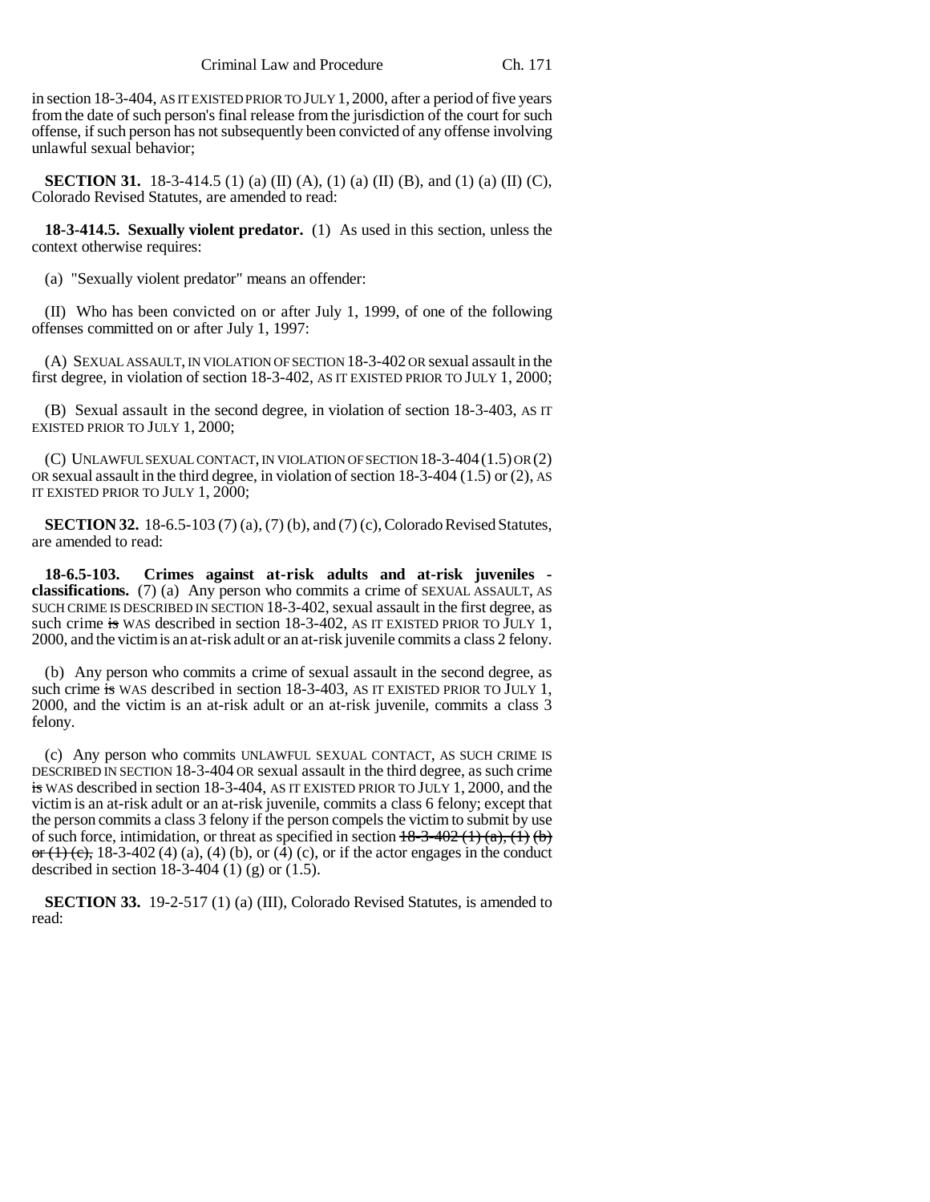in section 18-3-404, AS IT EXISTED PRIOR TO JULY 1, 2000, after a period of five years from the date of such person's final release from the jurisdiction of the court for such offense, if such person has not subsequently been convicted of any offense involving unlawful sexual behavior;

**SECTION 31.** 18-3-414.5 (1) (a) (II) (A), (1) (a) (II) (B), and (1) (a) (II) (C), Colorado Revised Statutes, are amended to read:

**18-3-414.5. Sexually violent predator.** (1) As used in this section, unless the context otherwise requires:

(a) "Sexually violent predator" means an offender:

(II) Who has been convicted on or after July 1, 1999, of one of the following offenses committed on or after July 1, 1997:

(A) SEXUAL ASSAULT, IN VIOLATION OF SECTION 18-3-402 OR sexual assault in the first degree, in violation of section 18-3-402, AS IT EXISTED PRIOR TO JULY 1, 2000;

(B) Sexual assault in the second degree, in violation of section 18-3-403, AS IT EXISTED PRIOR TO JULY 1, 2000;

(C) UNLAWFUL SEXUAL CONTACT, IN VIOLATION OF SECTION 18-3-404 (1.5) OR (2) OR sexual assault in the third degree, in violation of section 18-3-404 (1.5) or (2), AS IT EXISTED PRIOR TO JULY 1, 2000;

**SECTION 32.** 18-6.5-103 (7) (a), (7) (b), and (7) (c), Colorado Revised Statutes, are amended to read:

**18-6.5-103. Crimes against at-risk adults and at-risk juveniles - classifications.** (7) (a) Any person who commits a crime of SEXUAL ASSAULT, AS SUCH CRIME IS DESCRIBED IN SECTION 18-3-402, sexual assault in the first degree, as such crime ~~is~~ WAS described in section 18-3-402, AS IT EXISTED PRIOR TO JULY 1, 2000, and the victim is an at-risk adult or an at-risk juvenile commits a class 2 felony.

(b) Any person who commits a crime of sexual assault in the second degree, as such crime ~~is~~ WAS described in section 18-3-403, AS IT EXISTED PRIOR TO JULY 1, 2000, and the victim is an at-risk adult or an at-risk juvenile, commits a class 3 felony.

(c) Any person who commits UNLAWFUL SEXUAL CONTACT, AS SUCH CRIME IS DESCRIBED IN SECTION 18-3-404 OR sexual assault in the third degree, as such crime ~~is~~ WAS described in section 18-3-404, AS IT EXISTED PRIOR TO JULY 1, 2000, and the victim is an at-risk adult or an at-risk juvenile, commits a class 6 felony; except that the person commits a class 3 felony if the person compels the victim to submit by use of such force, intimidation, or threat as specified in section ~~18-3-402 (1) (a), (1) (b) or (1) (c),~~ 18-3-402 (4) (a), (4) (b), or (4) (c), or if the actor engages in the conduct described in section 18-3-404 (1) (g) or (1.5).

**SECTION 33.** 19-2-517 (1) (a) (III), Colorado Revised Statutes, is amended to read: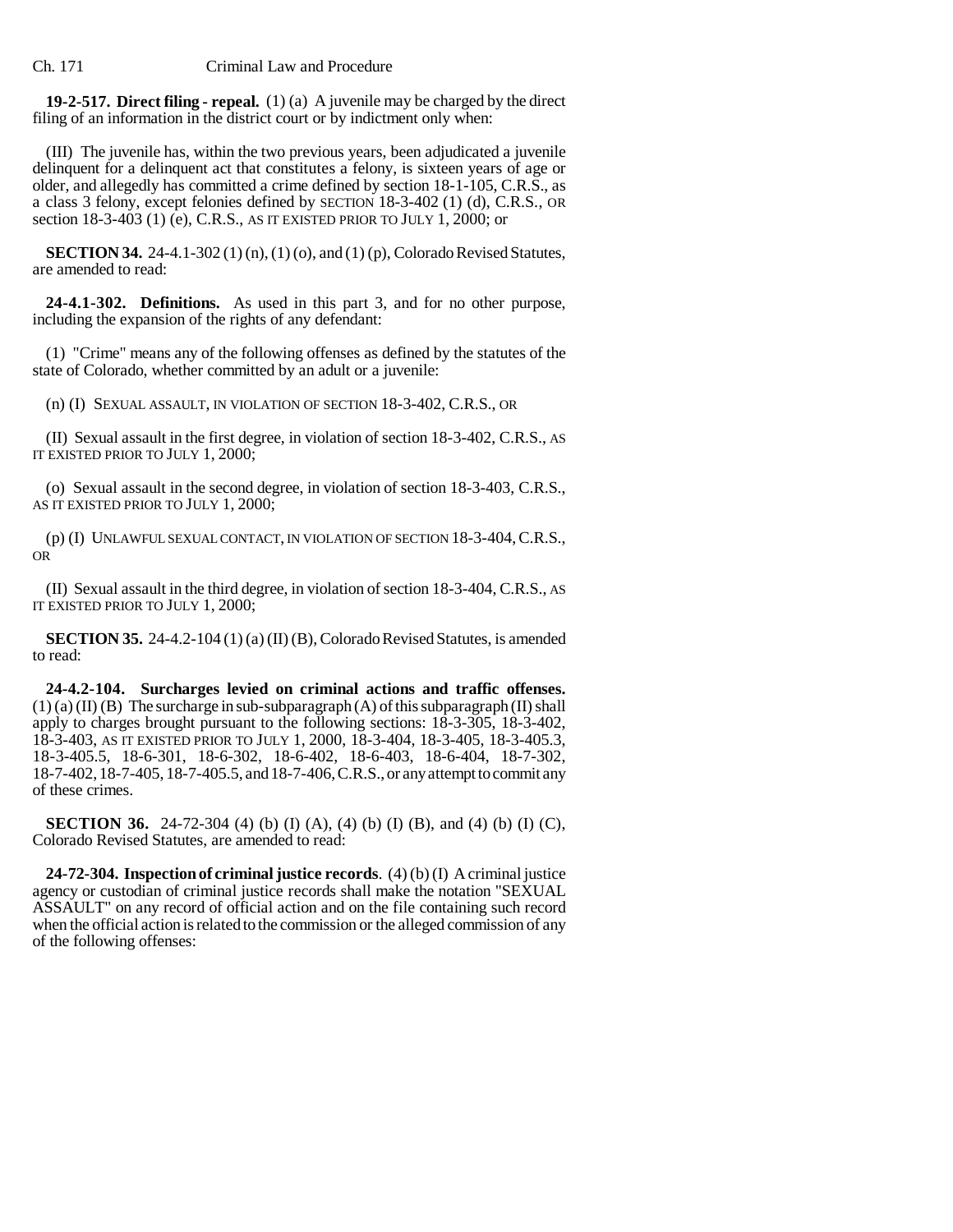**19-2-517. Direct filing - repeal.** (1) (a) A juvenile may be charged by the direct filing of an information in the district court or by indictment only when:

(III) The juvenile has, within the two previous years, been adjudicated a juvenile delinquent for a delinquent act that constitutes a felony, is sixteen years of age or older, and allegedly has committed a crime defined by section 18-1-105, C.R.S., as a class 3 felony, except felonies defined by SECTION 18-3-402 (1) (d), C.R.S., OR section 18-3-403 (1) (e), C.R.S., AS IT EXISTED PRIOR TO JULY 1, 2000; or

**SECTION 34.** 24-4.1-302 (1) (n), (1) (o), and (1) (p), Colorado Revised Statutes, are amended to read:

**24-4.1-302. Definitions.** As used in this part 3, and for no other purpose, including the expansion of the rights of any defendant:

(1) "Crime" means any of the following offenses as defined by the statutes of the state of Colorado, whether committed by an adult or a juvenile:

(n) (I) SEXUAL ASSAULT, IN VIOLATION OF SECTION 18-3-402, C.R.S., OR

(II) Sexual assault in the first degree, in violation of section 18-3-402, C.R.S., AS IT EXISTED PRIOR TO JULY 1, 2000;

(o) Sexual assault in the second degree, in violation of section 18-3-403, C.R.S., AS IT EXISTED PRIOR TO JULY 1, 2000;

(p) (I) UNLAWFUL SEXUAL CONTACT, IN VIOLATION OF SECTION 18-3-404, C.R.S., OR

(II) Sexual assault in the third degree, in violation of section 18-3-404, C.R.S., AS IT EXISTED PRIOR TO JULY 1, 2000;

**SECTION 35.** 24-4.2-104 (1) (a) (II) (B), Colorado Revised Statutes, is amended to read:

**24-4.2-104. Surcharges levied on criminal actions and traffic offenses.** (1) (a) (II) (B) The surcharge in sub-subparagraph (A) of this subparagraph (II) shall apply to charges brought pursuant to the following sections: 18-3-305, 18-3-402, 18-3-403, AS IT EXISTED PRIOR TO JULY 1, 2000, 18-3-404, 18-3-405, 18-3-405.3, 18-3-405.5, 18-6-301, 18-6-302, 18-6-402, 18-6-403, 18-6-404, 18-7-302, 18-7-402, 18-7-405, 18-7-405.5, and 18-7-406, C.R.S., or any attempt to commit any of these crimes.

**SECTION 36.** 24-72-304 (4) (b) (I) (A), (4) (b) (I) (B), and (4) (b) (I) (C), Colorado Revised Statutes, are amended to read:

**24-72-304. Inspection of criminal justice records**. (4) (b) (I) A criminal justice agency or custodian of criminal justice records shall make the notation "SEXUAL ASSAULT" on any record of official action and on the file containing such record when the official action is related to the commission or the alleged commission of any of the following offenses: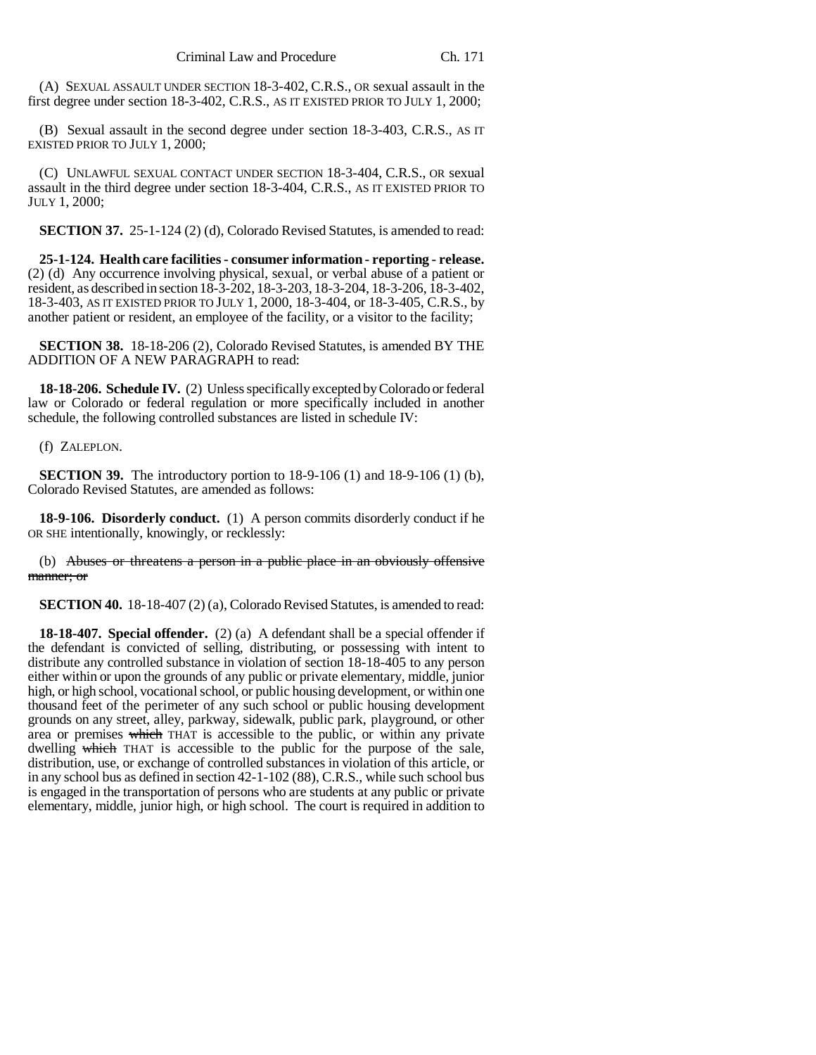(A) SEXUAL ASSAULT UNDER SECTION 18-3-402, C.R.S., OR sexual assault in the first degree under section 18-3-402, C.R.S., AS IT EXISTED PRIOR TO JULY 1, 2000;

(B) Sexual assault in the second degree under section 18-3-403, C.R.S., AS IT EXISTED PRIOR TO JULY 1, 2000;

(C) UNLAWFUL SEXUAL CONTACT UNDER SECTION 18-3-404, C.R.S., OR sexual assault in the third degree under section 18-3-404, C.R.S., AS IT EXISTED PRIOR TO JULY 1, 2000;

**SECTION 37.** 25-1-124 (2) (d), Colorado Revised Statutes, is amended to read:

**25-1-124. Health care facilities - consumer information - reporting - release.** (2) (d) Any occurrence involving physical, sexual, or verbal abuse of a patient or resident, as described in section 18-3-202, 18-3-203, 18-3-204, 18-3-206, 18-3-402, 18-3-403, AS IT EXISTED PRIOR TO JULY 1, 2000, 18-3-404, or 18-3-405, C.R.S., by another patient or resident, an employee of the facility, or a visitor to the facility;

**SECTION 38.** 18-18-206 (2), Colorado Revised Statutes, is amended BY THE ADDITION OF A NEW PARAGRAPH to read:

**18-18-206. Schedule IV.** (2) Unless specifically excepted by Colorado or federal law or Colorado or federal regulation or more specifically included in another schedule, the following controlled substances are listed in schedule IV:

(f) ZALEPLON.

**SECTION 39.** The introductory portion to 18-9-106 (1) and 18-9-106 (1) (b), Colorado Revised Statutes, are amended as follows:

**18-9-106. Disorderly conduct.** (1) A person commits disorderly conduct if he OR SHE intentionally, knowingly, or recklessly:

(b) ~~Abuses or threatens a person in a public place in an obviously offensive manner; or~~

**SECTION 40.** 18-18-407 (2) (a), Colorado Revised Statutes, is amended to read:

**18-18-407. Special offender.** (2) (a) A defendant shall be a special offender if the defendant is convicted of selling, distributing, or possessing with intent to distribute any controlled substance in violation of section 18-18-405 to any person either within or upon the grounds of any public or private elementary, middle, junior high, or high school, vocational school, or public housing development, or within one thousand feet of the perimeter of any such school or public housing development grounds on any street, alley, parkway, sidewalk, public park, playground, or other area or premises ~~which~~ THAT is accessible to the public, or within any private dwelling ~~which~~ THAT is accessible to the public for the purpose of the sale, distribution, use, or exchange of controlled substances in violation of this article, or in any school bus as defined in section 42-1-102 (88), C.R.S., while such school bus is engaged in the transportation of persons who are students at any public or private elementary, middle, junior high, or high school. The court is required in addition to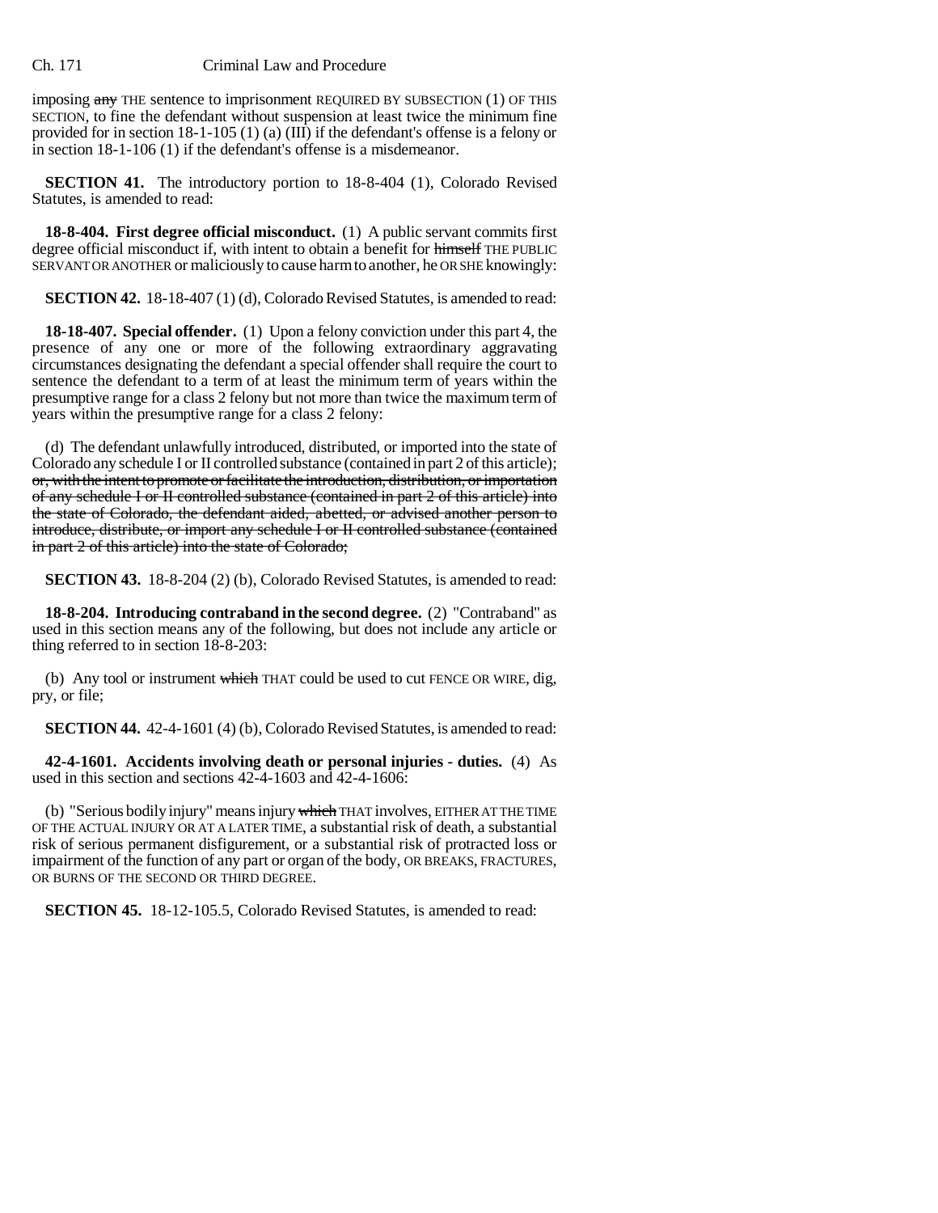imposing ~~any~~ THE sentence to imprisonment REQUIRED BY SUBSECTION (1) OF THIS SECTION, to fine the defendant without suspension at least twice the minimum fine provided for in section 18-1-105 (1) (a) (III) if the defendant's offense is a felony or in section 18-1-106 (1) if the defendant's offense is a misdemeanor.

**SECTION 41.** The introductory portion to 18-8-404 (1), Colorado Revised Statutes, is amended to read:

**18-8-404. First degree official misconduct.** (1) A public servant commits first degree official misconduct if, with intent to obtain a benefit for ~~himself~~ THE PUBLIC SERVANT OR ANOTHER or maliciously to cause harm to another, he OR SHE knowingly:

**SECTION 42.** 18-18-407 (1) (d), Colorado Revised Statutes, is amended to read:

**18-18-407. Special offender.** (1) Upon a felony conviction under this part 4, the presence of any one or more of the following extraordinary aggravating circumstances designating the defendant a special offender shall require the court to sentence the defendant to a term of at least the minimum term of years within the presumptive range for a class 2 felony but not more than twice the maximum term of years within the presumptive range for a class 2 felony:

(d) The defendant unlawfully introduced, distributed, or imported into the state of Colorado any schedule I or II controlled substance (contained in part 2 of this article); ~~or, with the intent to promote or facilitate the introduction, distribution, or importation of any schedule I or II controlled substance (contained in part 2 of this article) into the state of Colorado, the defendant aided, abetted, or advised another person to introduce, distribute, or import any schedule I or II controlled substance (contained in part 2 of this article) into the state of Colorado;~~

**SECTION 43.** 18-8-204 (2) (b), Colorado Revised Statutes, is amended to read:

**18-8-204. Introducing contraband in the second degree.** (2) "Contraband" as used in this section means any of the following, but does not include any article or thing referred to in section 18-8-203:

(b) Any tool or instrument ~~which~~ THAT could be used to cut FENCE OR WIRE, dig, pry, or file;

**SECTION 44.** 42-4-1601 (4) (b), Colorado Revised Statutes, is amended to read:

**42-4-1601. Accidents involving death or personal injuries - duties.** (4) As used in this section and sections 42-4-1603 and 42-4-1606:

(b) "Serious bodily injury" means injury ~~which~~ THAT involves, EITHER AT THE TIME OF THE ACTUAL INJURY OR AT A LATER TIME, a substantial risk of death, a substantial risk of serious permanent disfigurement, or a substantial risk of protracted loss or impairment of the function of any part or organ of the body, OR BREAKS, FRACTURES, OR BURNS OF THE SECOND OR THIRD DEGREE.

**SECTION 45.** 18-12-105.5, Colorado Revised Statutes, is amended to read: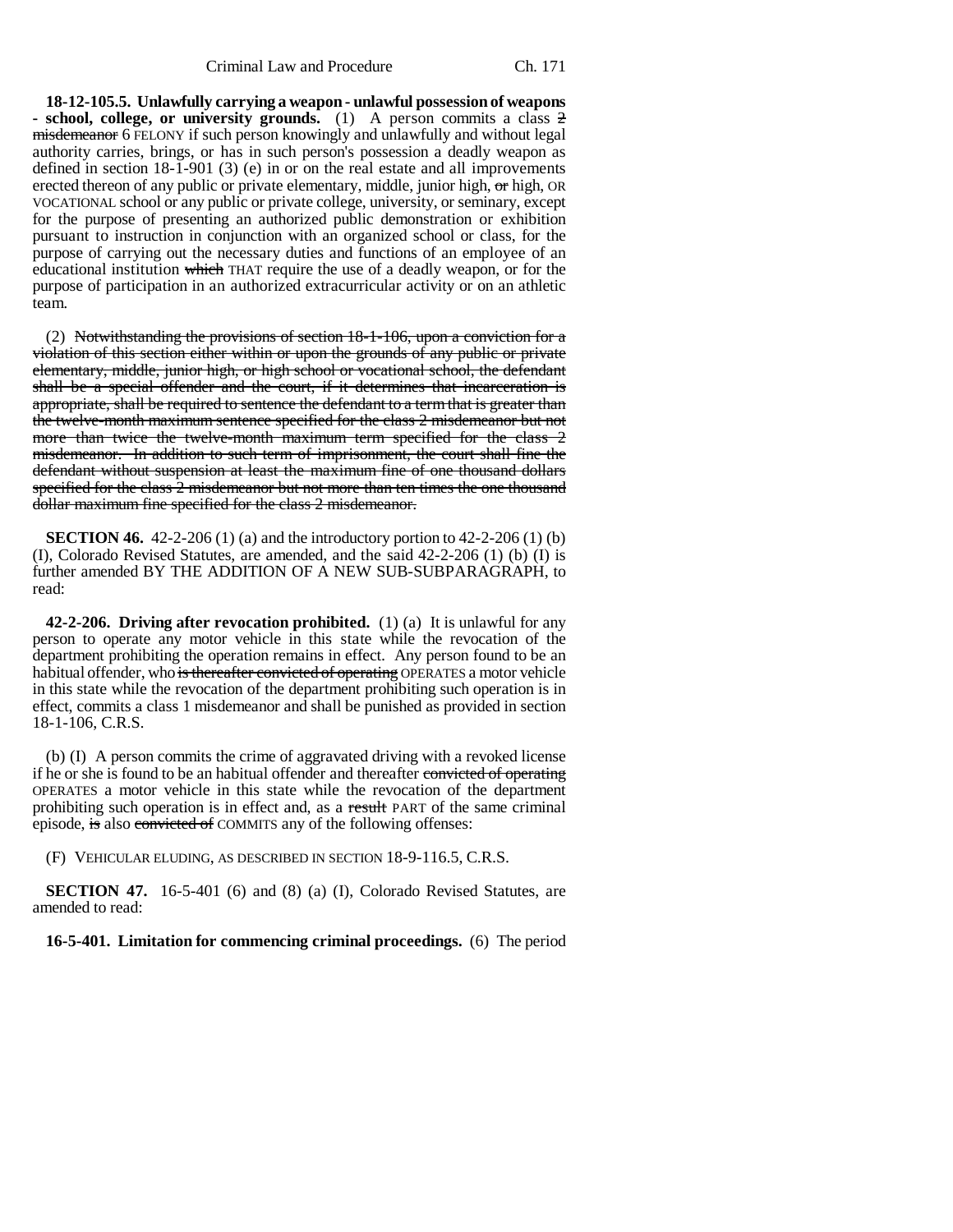**18-12-105.5. Unlawfully carrying a weapon - unlawful possession of weapons - school, college, or university grounds.** (1) A person commits a class ~~2 misdemeanor~~ 6 FELONY if such person knowingly and unlawfully and without legal authority carries, brings, or has in such person's possession a deadly weapon as defined in section 18-1-901 (3) (e) in or on the real estate and all improvements erected thereon of any public or private elementary, middle, junior high, ~~or~~ high, OR VOCATIONAL school or any public or private college, university, or seminary, except for the purpose of presenting an authorized public demonstration or exhibition pursuant to instruction in conjunction with an organized school or class, for the purpose of carrying out the necessary duties and functions of an employee of an educational institution ~~which~~ THAT require the use of a deadly weapon, or for the purpose of participation in an authorized extracurricular activity or on an athletic team.

(2) ~~Notwithstanding the provisions of section 18-1-106, upon a conviction for a violation of this section either within or upon the grounds of any public or private elementary, middle, junior high, or high school or vocational school, the defendant shall be a special offender and the court, if it determines that incarceration is appropriate, shall be required to sentence the defendant to a term that is greater than the twelve-month maximum sentence specified for the class 2 misdemeanor but not more than twice the twelve-month maximum term specified for the class 2 misdemeanor. In addition to such term of imprisonment, the court shall fine the defendant without suspension at least the maximum fine of one thousand dollars specified for the class 2 misdemeanor but not more than ten times the one thousand dollar maximum fine specified for the class 2 misdemeanor.~~

**SECTION 46.** 42-2-206 (1) (a) and the introductory portion to 42-2-206 (1) (b) (I), Colorado Revised Statutes, are amended, and the said 42-2-206 (1) (b) (I) is further amended BY THE ADDITION OF A NEW SUB-SUBPARAGRAPH, to read:

**42-2-206. Driving after revocation prohibited.** (1) (a) It is unlawful for any person to operate any motor vehicle in this state while the revocation of the department prohibiting the operation remains in effect. Any person found to be an habitual offender, who ~~is thereafter convicted of operating~~ OPERATES a motor vehicle in this state while the revocation of the department prohibiting such operation is in effect, commits a class 1 misdemeanor and shall be punished as provided in section 18-1-106, C.R.S.

(b) (I) A person commits the crime of aggravated driving with a revoked license if he or she is found to be an habitual offender and thereafter ~~convicted of operating~~ OPERATES a motor vehicle in this state while the revocation of the department prohibiting such operation is in effect and, as a ~~result~~ PART of the same criminal episode, ~~is~~ also ~~convicted of~~ COMMITS any of the following offenses:

(F) VEHICULAR ELUDING, AS DESCRIBED IN SECTION 18-9-116.5, C.R.S.

**SECTION 47.** 16-5-401 (6) and (8) (a) (I), Colorado Revised Statutes, are amended to read:

**16-5-401. Limitation for commencing criminal proceedings.** (6) The period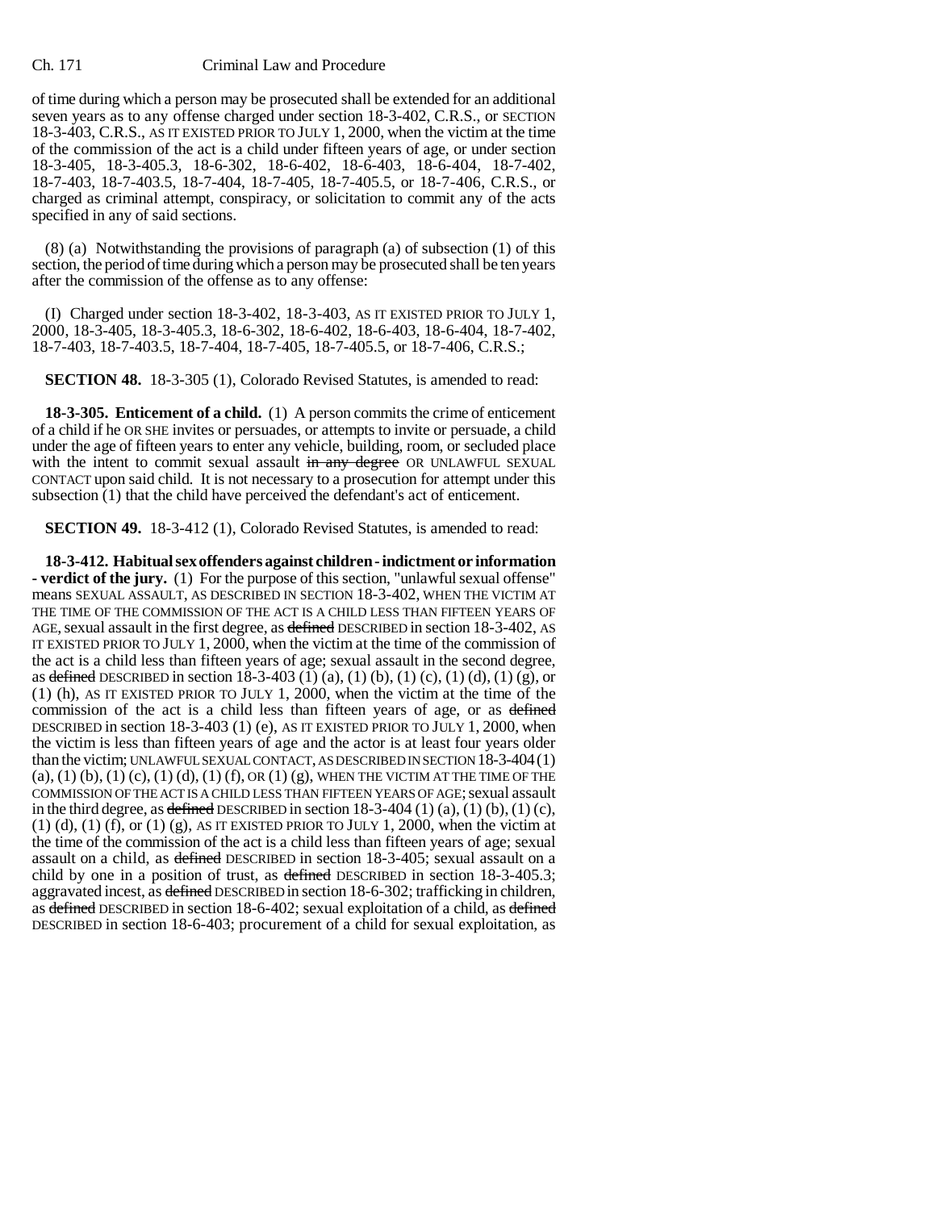of time during which a person may be prosecuted shall be extended for an additional seven years as to any offense charged under section 18-3-402, C.R.S., or SECTION 18-3-403, C.R.S., AS IT EXISTED PRIOR TO JULY 1, 2000, when the victim at the time of the commission of the act is a child under fifteen years of age, or under section 18-3-405, 18-3-405.3, 18-6-302, 18-6-402, 18-6-403, 18-6-404, 18-7-402, 18-7-403, 18-7-403.5, 18-7-404, 18-7-405, 18-7-405.5, or 18-7-406, C.R.S., or charged as criminal attempt, conspiracy, or solicitation to commit any of the acts specified in any of said sections.

(8) (a) Notwithstanding the provisions of paragraph (a) of subsection (1) of this section, the period of time during which a person may be prosecuted shall be ten years after the commission of the offense as to any offense:

(I) Charged under section 18-3-402, 18-3-403, AS IT EXISTED PRIOR TO JULY 1, 2000, 18-3-405, 18-3-405.3, 18-6-302, 18-6-402, 18-6-403, 18-6-404, 18-7-402, 18-7-403, 18-7-403.5, 18-7-404, 18-7-405, 18-7-405.5, or 18-7-406, C.R.S.;

**SECTION 48.** 18-3-305 (1), Colorado Revised Statutes, is amended to read:

**18-3-305. Enticement of a child.** (1) A person commits the crime of enticement of a child if he OR SHE invites or persuades, or attempts to invite or persuade, a child under the age of fifteen years to enter any vehicle, building, room, or secluded place with the intent to commit sexual assault ~~in any degree~~ OR UNLAWFUL SEXUAL CONTACT upon said child. It is not necessary to a prosecution for attempt under this subsection (1) that the child have perceived the defendant's act of enticement.

**SECTION 49.** 18-3-412 (1), Colorado Revised Statutes, is amended to read:

**18-3-412. Habitual sex offenders against children - indictment or information - verdict of the jury.** (1) For the purpose of this section, "unlawful sexual offense" means SEXUAL ASSAULT, AS DESCRIBED IN SECTION 18-3-402, WHEN THE VICTIM AT THE TIME OF THE COMMISSION OF THE ACT IS A CHILD LESS THAN FIFTEEN YEARS OF AGE, sexual assault in the first degree, as ~~defined~~ DESCRIBED in section 18-3-402, AS IT EXISTED PRIOR TO JULY 1, 2000, when the victim at the time of the commission of the act is a child less than fifteen years of age; sexual assault in the second degree, as ~~defined~~ DESCRIBED in section 18-3-403 (1) (a), (1) (b), (1) (c), (1) (d), (1) (g), or (1) (h), AS IT EXISTED PRIOR TO JULY 1, 2000, when the victim at the time of the commission of the act is a child less than fifteen years of age, or as ~~defined~~ DESCRIBED in section 18-3-403 (1) (e), AS IT EXISTED PRIOR TO JULY 1, 2000, when the victim is less than fifteen years of age and the actor is at least four years older than the victim; UNLAWFUL SEXUAL CONTACT, AS DESCRIBED IN SECTION 18-3-404 (1) (a), (1) (b), (1) (c), (1) (d), (1) (f), OR (1) (g), WHEN THE VICTIM AT THE TIME OF THE COMMISSION OF THE ACT IS A CHILD LESS THAN FIFTEEN YEARS OF AGE; sexual assault in the third degree, as ~~defined~~ DESCRIBED in section 18-3-404 (1) (a), (1) (b), (1) (c), (1) (d), (1) (f), or (1) (g), AS IT EXISTED PRIOR TO JULY 1, 2000, when the victim at the time of the commission of the act is a child less than fifteen years of age; sexual assault on a child, as ~~defined~~ DESCRIBED in section 18-3-405; sexual assault on a child by one in a position of trust, as ~~defined~~ DESCRIBED in section 18-3-405.3; aggravated incest, as ~~defined~~ DESCRIBED in section 18-6-302; trafficking in children, as ~~defined~~ DESCRIBED in section 18-6-402; sexual exploitation of a child, as ~~defined~~ DESCRIBED in section 18-6-403; procurement of a child for sexual exploitation, as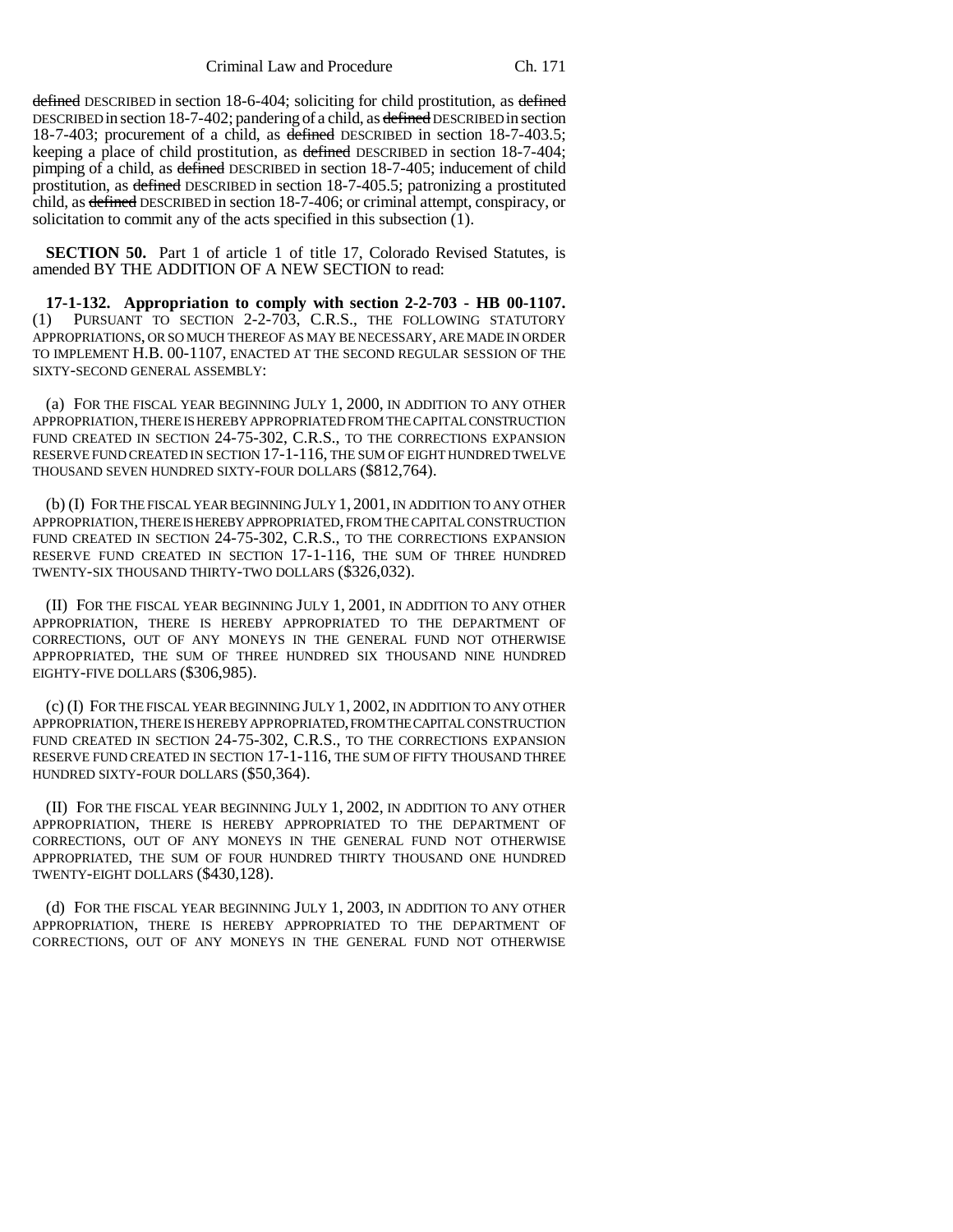~~defined~~ DESCRIBED in section 18-6-404; soliciting for child prostitution, as ~~defined~~ DESCRIBED in section 18-7-402; pandering of a child, as ~~defined~~ DESCRIBED in section 18-7-403; procurement of a child, as ~~defined~~ DESCRIBED in section 18-7-403.5; keeping a place of child prostitution, as ~~defined~~ DESCRIBED in section 18-7-404; pimping of a child, as ~~defined~~ DESCRIBED in section 18-7-405; inducement of child prostitution, as ~~defined~~ DESCRIBED in section 18-7-405.5; patronizing a prostituted child, as ~~defined~~ DESCRIBED in section 18-7-406; or criminal attempt, conspiracy, or solicitation to commit any of the acts specified in this subsection (1).

**SECTION 50.** Part 1 of article 1 of title 17, Colorado Revised Statutes, is amended BY THE ADDITION OF A NEW SECTION to read:

**17-1-132. Appropriation to comply with section 2-2-703 - HB 00-1107.** (1) PURSUANT TO SECTION 2-2-703, C.R.S., THE FOLLOWING STATUTORY APPROPRIATIONS, OR SO MUCH THEREOF AS MAY BE NECESSARY, ARE MADE IN ORDER TO IMPLEMENT H.B. 00-1107, ENACTED AT THE SECOND REGULAR SESSION OF THE SIXTY-SECOND GENERAL ASSEMBLY:

(a) FOR THE FISCAL YEAR BEGINNING JULY 1, 2000, IN ADDITION TO ANY OTHER APPROPRIATION, THERE IS HEREBY APPROPRIATED FROM THE CAPITAL CONSTRUCTION FUND CREATED IN SECTION 24-75-302, C.R.S., TO THE CORRECTIONS EXPANSION RESERVE FUND CREATED IN SECTION 17-1-116, THE SUM OF EIGHT HUNDRED TWELVE THOUSAND SEVEN HUNDRED SIXTY-FOUR DOLLARS ($812,764).

(b) (I) FOR THE FISCAL YEAR BEGINNING JULY 1, 2001, IN ADDITION TO ANY OTHER APPROPRIATION, THERE IS HEREBY APPROPRIATED, FROM THE CAPITAL CONSTRUCTION FUND CREATED IN SECTION 24-75-302, C.R.S., TO THE CORRECTIONS EXPANSION RESERVE FUND CREATED IN SECTION 17-1-116, THE SUM OF THREE HUNDRED TWENTY-SIX THOUSAND THIRTY-TWO DOLLARS ($326,032).

(II) FOR THE FISCAL YEAR BEGINNING JULY 1, 2001, IN ADDITION TO ANY OTHER APPROPRIATION, THERE IS HEREBY APPROPRIATED TO THE DEPARTMENT OF CORRECTIONS, OUT OF ANY MONEYS IN THE GENERAL FUND NOT OTHERWISE APPROPRIATED, THE SUM OF THREE HUNDRED SIX THOUSAND NINE HUNDRED EIGHTY-FIVE DOLLARS ($306,985).

(c) (I) FOR THE FISCAL YEAR BEGINNING JULY 1, 2002, IN ADDITION TO ANY OTHER APPROPRIATION, THERE IS HEREBY APPROPRIATED, FROM THE CAPITAL CONSTRUCTION FUND CREATED IN SECTION 24-75-302, C.R.S., TO THE CORRECTIONS EXPANSION RESERVE FUND CREATED IN SECTION 17-1-116, THE SUM OF FIFTY THOUSAND THREE HUNDRED SIXTY-FOUR DOLLARS ($50,364).

(II) FOR THE FISCAL YEAR BEGINNING JULY 1, 2002, IN ADDITION TO ANY OTHER APPROPRIATION, THERE IS HEREBY APPROPRIATED TO THE DEPARTMENT OF CORRECTIONS, OUT OF ANY MONEYS IN THE GENERAL FUND NOT OTHERWISE APPROPRIATED, THE SUM OF FOUR HUNDRED THIRTY THOUSAND ONE HUNDRED TWENTY-EIGHT DOLLARS ($430,128).

(d) FOR THE FISCAL YEAR BEGINNING JULY 1, 2003, IN ADDITION TO ANY OTHER APPROPRIATION, THERE IS HEREBY APPROPRIATED TO THE DEPARTMENT OF CORRECTIONS, OUT OF ANY MONEYS IN THE GENERAL FUND NOT OTHERWISE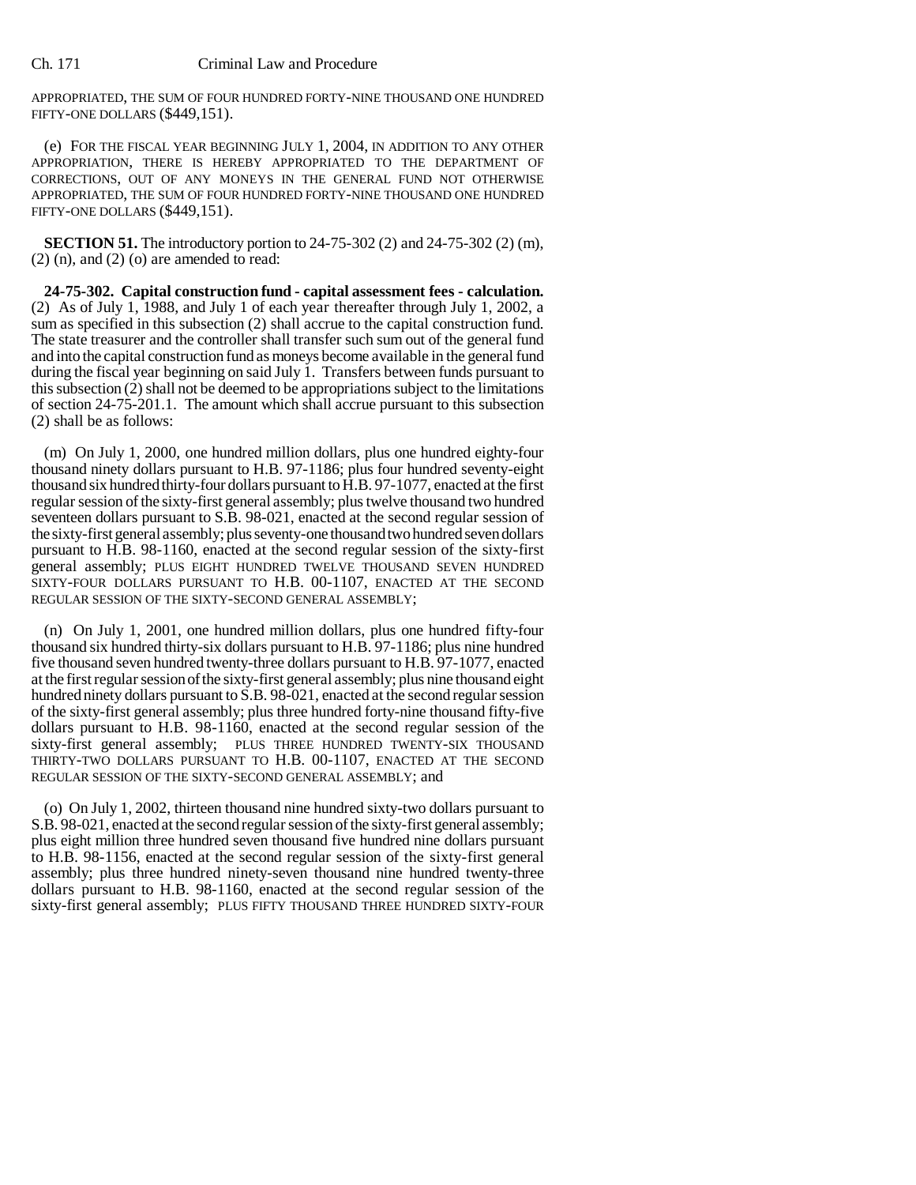APPROPRIATED, THE SUM OF FOUR HUNDRED FORTY-NINE THOUSAND ONE HUNDRED FIFTY-ONE DOLLARS ($449,151).

(e) FOR THE FISCAL YEAR BEGINNING JULY 1, 2004, IN ADDITION TO ANY OTHER APPROPRIATION, THERE IS HEREBY APPROPRIATED TO THE DEPARTMENT OF CORRECTIONS, OUT OF ANY MONEYS IN THE GENERAL FUND NOT OTHERWISE APPROPRIATED, THE SUM OF FOUR HUNDRED FORTY-NINE THOUSAND ONE HUNDRED FIFTY-ONE DOLLARS ($449,151).

**SECTION 51.** The introductory portion to 24-75-302 (2) and 24-75-302 (2) (m), (2) (n), and (2) (o) are amended to read:

**24-75-302. Capital construction fund - capital assessment fees - calculation.** (2) As of July 1, 1988, and July 1 of each year thereafter through July 1, 2002, a sum as specified in this subsection (2) shall accrue to the capital construction fund. The state treasurer and the controller shall transfer such sum out of the general fund and into the capital construction fund as moneys become available in the general fund during the fiscal year beginning on said July 1. Transfers between funds pursuant to this subsection (2) shall not be deemed to be appropriations subject to the limitations of section 24-75-201.1. The amount which shall accrue pursuant to this subsection (2) shall be as follows:

(m) On July 1, 2000, one hundred million dollars, plus one hundred eighty-four thousand ninety dollars pursuant to H.B. 97-1186; plus four hundred seventy-eight thousand six hundred thirty-four dollars pursuant to H.B. 97-1077, enacted at the first regular session of the sixty-first general assembly; plus twelve thousand two hundred seventeen dollars pursuant to S.B. 98-021, enacted at the second regular session of the sixty-first general assembly; plus seventy-one thousand two hundred seven dollars pursuant to H.B. 98-1160, enacted at the second regular session of the sixty-first general assembly; PLUS EIGHT HUNDRED TWELVE THOUSAND SEVEN HUNDRED SIXTY-FOUR DOLLARS PURSUANT TO H.B. 00-1107, ENACTED AT THE SECOND REGULAR SESSION OF THE SIXTY-SECOND GENERAL ASSEMBLY;

(n) On July 1, 2001, one hundred million dollars, plus one hundred fifty-four thousand six hundred thirty-six dollars pursuant to H.B. 97-1186; plus nine hundred five thousand seven hundred twenty-three dollars pursuant to H.B. 97-1077, enacted at the first regular session of the sixty-first general assembly; plus nine thousand eight hundred ninety dollars pursuant to S.B. 98-021, enacted at the second regular session of the sixty-first general assembly; plus three hundred forty-nine thousand fifty-five dollars pursuant to H.B. 98-1160, enacted at the second regular session of the sixty-first general assembly; PLUS THREE HUNDRED TWENTY-SIX THOUSAND THIRTY-TWO DOLLARS PURSUANT TO H.B. 00-1107, ENACTED AT THE SECOND REGULAR SESSION OF THE SIXTY-SECOND GENERAL ASSEMBLY; and

(o) On July 1, 2002, thirteen thousand nine hundred sixty-two dollars pursuant to S.B. 98-021, enacted at the second regular session of the sixty-first general assembly; plus eight million three hundred seven thousand five hundred nine dollars pursuant to H.B. 98-1156, enacted at the second regular session of the sixty-first general assembly; plus three hundred ninety-seven thousand nine hundred twenty-three dollars pursuant to H.B. 98-1160, enacted at the second regular session of the sixty-first general assembly; PLUS FIFTY THOUSAND THREE HUNDRED SIXTY-FOUR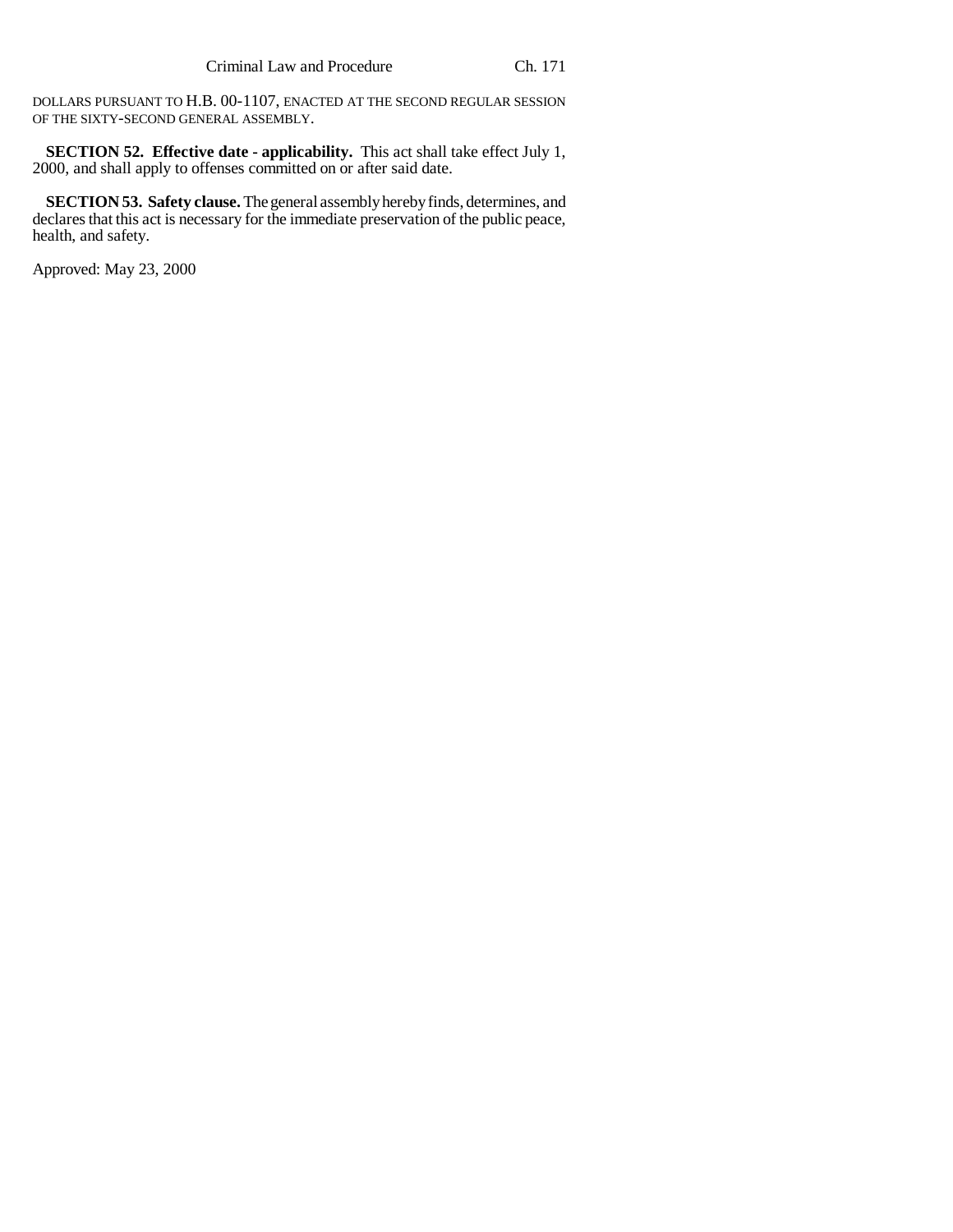DOLLARS PURSUANT TO H.B. 00-1107, ENACTED AT THE SECOND REGULAR SESSION OF THE SIXTY-SECOND GENERAL ASSEMBLY.

**SECTION 52. Effective date - applicability.** This act shall take effect July 1, 2000, and shall apply to offenses committed on or after said date.

**SECTION 53. Safety clause.** The general assembly hereby finds, determines, and declares that this act is necessary for the immediate preservation of the public peace, health, and safety.

Approved: May 23, 2000